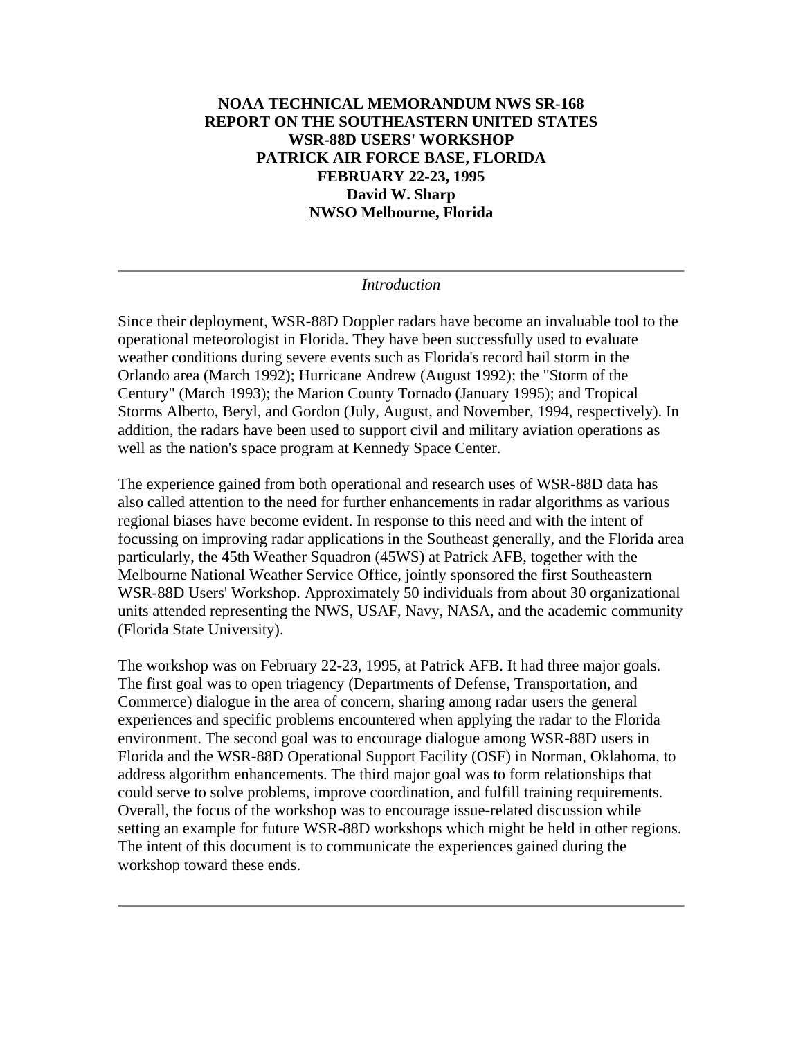# NOAA TECHNICAL MEMORANDUM NWS SR-168
# REPORT ON THE SOUTHEASTERN UNITED STATES WSR-88D USERS' WORKSHOP
# PATRICK AIR FORCE BASE, FLORIDA
# FEBRUARY 22-23, 1995

**David W. Sharp**
**NWSO Melbourne, Florida**

---

*Introduction*

Since their deployment, WSR-88D Doppler radars have become an invaluable tool to the operational meteorologist in Florida. They have been successfully used to evaluate weather conditions during severe events such as Florida's record hail storm in the Orlando area (March 1992); Hurricane Andrew (August 1992); the "Storm of the Century" (March 1993); the Marion County Tornado (January 1995); and Tropical Storms Alberto, Beryl, and Gordon (July, August, and November, 1994, respectively). In addition, the radars have been used to support civil and military aviation operations as well as the nation's space program at Kennedy Space Center.

The experience gained from both operational and research uses of WSR-88D data has also called attention to the need for further enhancements in radar algorithms as various regional biases have become evident. In response to this need and with the intent of focussing on improving radar applications in the Southeast generally, and the Florida area particularly, the 45th Weather Squadron (45WS) at Patrick AFB, together with the Melbourne National Weather Service Office, jointly sponsored the first Southeastern WSR-88D Users' Workshop. Approximately 50 individuals from about 30 organizational units attended representing the NWS, USAF, Navy, NASA, and the academic community (Florida State University).

The workshop was on February 22-23, 1995, at Patrick AFB. It had three major goals. The first goal was to open triagency (Departments of Defense, Transportation, and Commerce) dialogue in the area of concern, sharing among radar users the general experiences and specific problems encountered when applying the radar to the Florida environment. The second goal was to encourage dialogue among WSR-88D users in Florida and the WSR-88D Operational Support Facility (OSF) in Norman, Oklahoma, to address algorithm enhancements. The third major goal was to form relationships that could serve to solve problems, improve coordination, and fulfill training requirements. Overall, the focus of the workshop was to encourage issue-related discussion while setting an example for future WSR-88D workshops which might be held in other regions. The intent of this document is to communicate the experiences gained during the workshop toward these ends.

---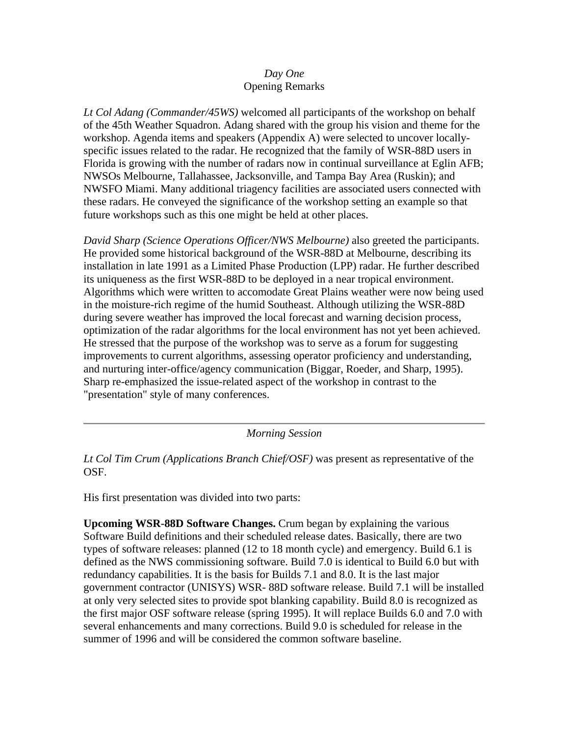*Day One*

Opening Remarks

*Lt Col Adang (Commander/45WS)* welcomed all participants of the workshop on behalf of the 45th Weather Squadron. Adang shared with the group his vision and theme for the workshop. Agenda items and speakers (Appendix A) were selected to uncover locally-specific issues related to the radar. He recognized that the family of WSR-88D users in Florida is growing with the number of radars now in continual surveillance at Eglin AFB; NWSOs Melbourne, Tallahassee, Jacksonville, and Tampa Bay Area (Ruskin); and NWSFO Miami. Many additional triagency facilities are associated users connected with these radars. He conveyed the significance of the workshop setting an example so that future workshops such as this one might be held at other places.

*David Sharp (Science Operations Officer/NWS Melbourne)* also greeted the participants. He provided some historical background of the WSR-88D at Melbourne, describing its installation in late 1991 as a Limited Phase Production (LPP) radar. He further described its uniqueness as the first WSR-88D to be deployed in a near tropical environment. Algorithms which were written to accomodate Great Plains weather were now being used in the moisture-rich regime of the humid Southeast. Although utilizing the WSR-88D during severe weather has improved the local forecast and warning decision process, optimization of the radar algorithms for the local environment has not yet been achieved. He stressed that the purpose of the workshop was to serve as a forum for suggesting improvements to current algorithms, assessing operator proficiency and understanding, and nurturing inter-office/agency communication (Biggar, Roeder, and Sharp, 1995). Sharp re-emphasized the issue-related aspect of the workshop in contrast to the "presentation" style of many conferences.

---

*Morning Session*

*Lt Col Tim Crum (Applications Branch Chief/OSF)* was present as representative of the OSF.

His first presentation was divided into two parts:

**Upcoming WSR-88D Software Changes.** Crum began by explaining the various Software Build definitions and their scheduled release dates. Basically, there are two types of software releases: planned (12 to 18 month cycle) and emergency. Build 6.1 is defined as the NWS commissioning software. Build 7.0 is identical to Build 6.0 but with redundancy capabilities. It is the basis for Builds 7.1 and 8.0. It is the last major government contractor (UNISYS) WSR- 88D software release. Build 7.1 will be installed at only very selected sites to provide spot blanking capability. Build 8.0 is recognized as the first major OSF software release (spring 1995). It will replace Builds 6.0 and 7.0 with several enhancements and many corrections. Build 9.0 is scheduled for release in the summer of 1996 and will be considered the common software baseline.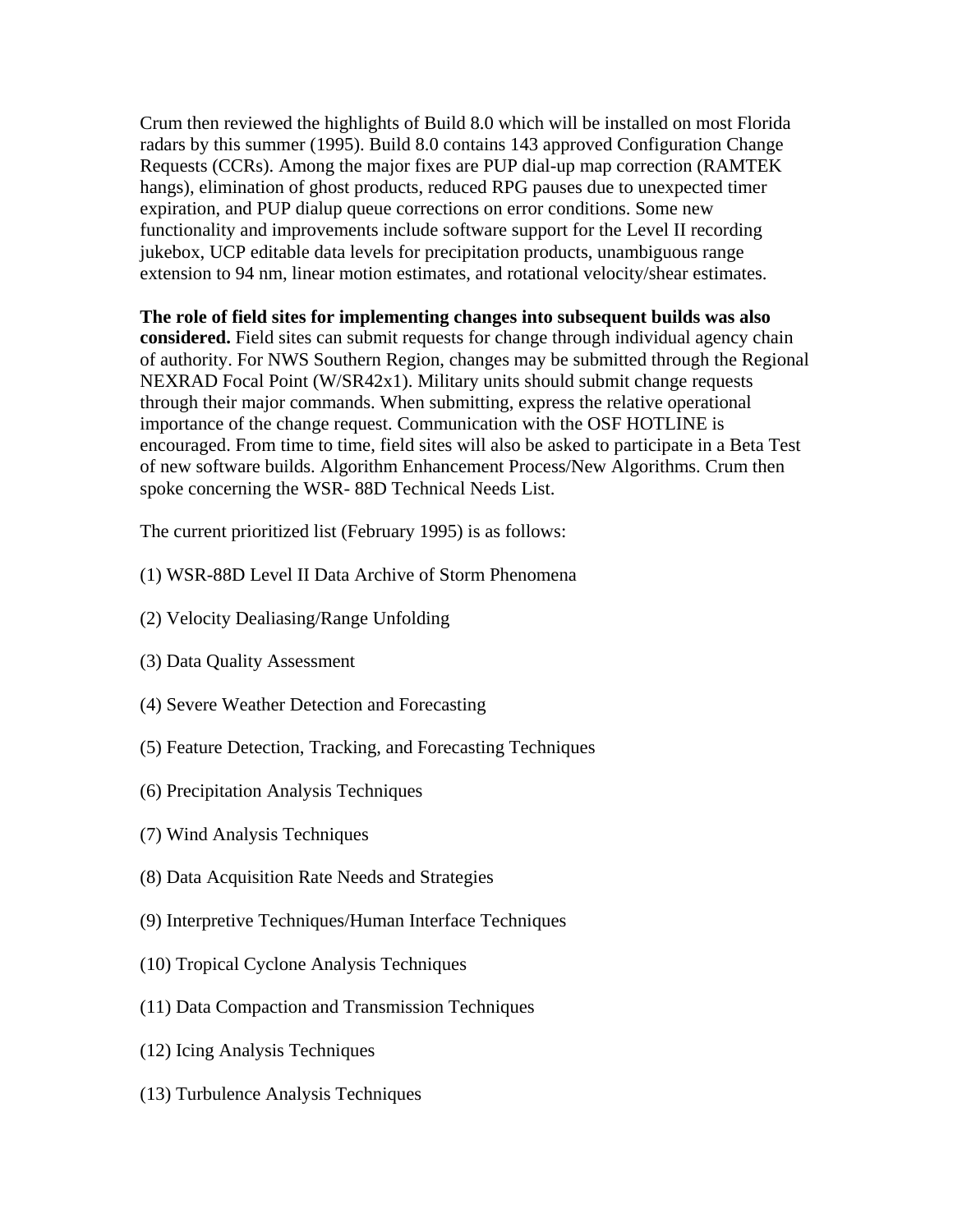Crum then reviewed the highlights of Build 8.0 which will be installed on most Florida radars by this summer (1995). Build 8.0 contains 143 approved Configuration Change Requests (CCRs). Among the major fixes are PUP dial-up map correction (RAMTEK hangs), elimination of ghost products, reduced RPG pauses due to unexpected timer expiration, and PUP dialup queue corrections on error conditions. Some new functionality and improvements include software support for the Level II recording jukebox, UCP editable data levels for precipitation products, unambiguous range extension to 94 nm, linear motion estimates, and rotational velocity/shear estimates.

**The role of field sites for implementing changes into subsequent builds was also considered.** Field sites can submit requests for change through individual agency chain of authority. For NWS Southern Region, changes may be submitted through the Regional NEXRAD Focal Point (W/SR42x1). Military units should submit change requests through their major commands. When submitting, express the relative operational importance of the change request. Communication with the OSF HOTLINE is encouraged. From time to time, field sites will also be asked to participate in a Beta Test of new software builds. Algorithm Enhancement Process/New Algorithms. Crum then spoke concerning the WSR- 88D Technical Needs List.

The current prioritized list (February 1995) is as follows:

(1) WSR-88D Level II Data Archive of Storm Phenomena

(2) Velocity Dealiasing/Range Unfolding

(3) Data Quality Assessment

(4) Severe Weather Detection and Forecasting

(5) Feature Detection, Tracking, and Forecasting Techniques

(6) Precipitation Analysis Techniques

(7) Wind Analysis Techniques

(8) Data Acquisition Rate Needs and Strategies

(9) Interpretive Techniques/Human Interface Techniques

(10) Tropical Cyclone Analysis Techniques

(11) Data Compaction and Transmission Techniques

(12) Icing Analysis Techniques

(13) Turbulence Analysis Techniques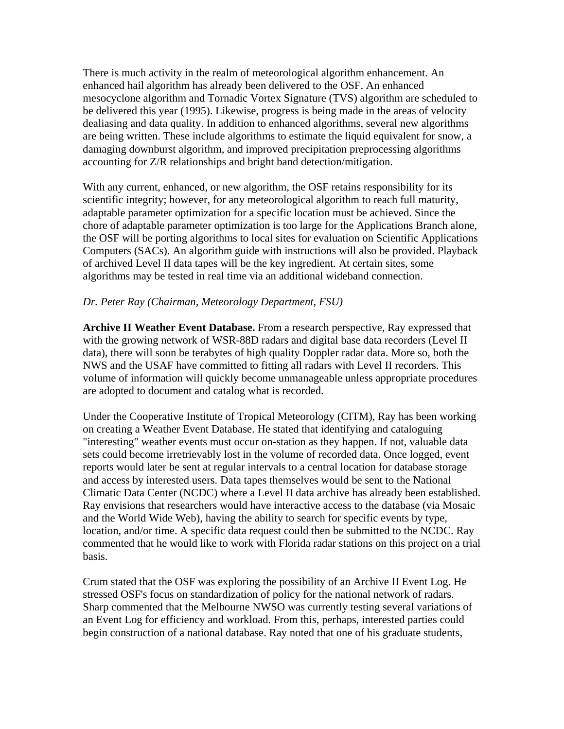There is much activity in the realm of meteorological algorithm enhancement. An enhanced hail algorithm has already been delivered to the OSF. An enhanced mesocyclone algorithm and Tornadic Vortex Signature (TVS) algorithm are scheduled to be delivered this year (1995). Likewise, progress is being made in the areas of velocity dealiasing and data quality. In addition to enhanced algorithms, several new algorithms are being written. These include algorithms to estimate the liquid equivalent for snow, a damaging downburst algorithm, and improved precipitation preprocessing algorithms accounting for Z/R relationships and bright band detection/mitigation.

With any current, enhanced, or new algorithm, the OSF retains responsibility for its scientific integrity; however, for any meteorological algorithm to reach full maturity, adaptable parameter optimization for a specific location must be achieved. Since the chore of adaptable parameter optimization is too large for the Applications Branch alone, the OSF will be porting algorithms to local sites for evaluation on Scientific Applications Computers (SACs). An algorithm guide with instructions will also be provided. Playback of archived Level II data tapes will be the key ingredient. At certain sites, some algorithms may be tested in real time via an additional wideband connection.

*Dr. Peter Ray (Chairman, Meteorology Department, FSU)*

**Archive II Weather Event Database.** From a research perspective, Ray expressed that with the growing network of WSR-88D radars and digital base data recorders (Level II data), there will soon be terabytes of high quality Doppler radar data. More so, both the NWS and the USAF have committed to fitting all radars with Level II recorders. This volume of information will quickly become unmanageable unless appropriate procedures are adopted to document and catalog what is recorded.

Under the Cooperative Institute of Tropical Meteorology (CITM), Ray has been working on creating a Weather Event Database. He stated that identifying and cataloguing "interesting" weather events must occur on-station as they happen. If not, valuable data sets could become irretrievably lost in the volume of recorded data. Once logged, event reports would later be sent at regular intervals to a central location for database storage and access by interested users. Data tapes themselves would be sent to the National Climatic Data Center (NCDC) where a Level II data archive has already been established. Ray envisions that researchers would have interactive access to the database (via Mosaic and the World Wide Web), having the ability to search for specific events by type, location, and/or time. A specific data request could then be submitted to the NCDC. Ray commented that he would like to work with Florida radar stations on this project on a trial basis.

Crum stated that the OSF was exploring the possibility of an Archive II Event Log. He stressed OSF's focus on standardization of policy for the national network of radars. Sharp commented that the Melbourne NWSO was currently testing several variations of an Event Log for efficiency and workload. From this, perhaps, interested parties could begin construction of a national database. Ray noted that one of his graduate students,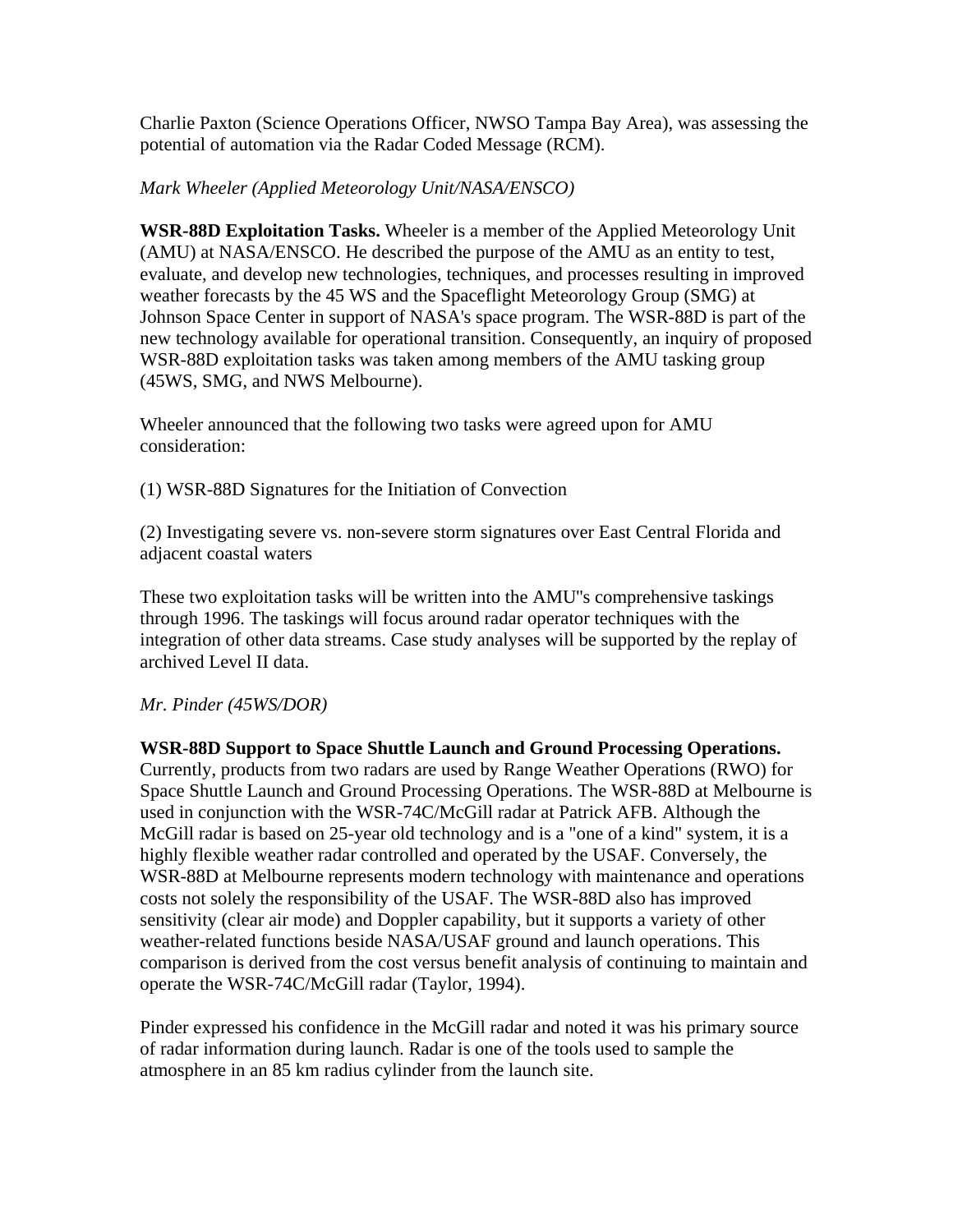Charlie Paxton (Science Operations Officer, NWSO Tampa Bay Area), was assessing the potential of automation via the Radar Coded Message (RCM).

*Mark Wheeler (Applied Meteorology Unit/NASA/ENSCO)*

**WSR-88D Exploitation Tasks.** Wheeler is a member of the Applied Meteorology Unit (AMU) at NASA/ENSCO. He described the purpose of the AMU as an entity to test, evaluate, and develop new technologies, techniques, and processes resulting in improved weather forecasts by the 45 WS and the Spaceflight Meteorology Group (SMG) at Johnson Space Center in support of NASA's space program. The WSR-88D is part of the new technology available for operational transition. Consequently, an inquiry of proposed WSR-88D exploitation tasks was taken among members of the AMU tasking group (45WS, SMG, and NWS Melbourne).

Wheeler announced that the following two tasks were agreed upon for AMU consideration:

(1) WSR-88D Signatures for the Initiation of Convection

(2) Investigating severe vs. non-severe storm signatures over East Central Florida and adjacent coastal waters

These two exploitation tasks will be written into the AMU"s comprehensive taskings through 1996. The taskings will focus around radar operator techniques with the integration of other data streams. Case study analyses will be supported by the replay of archived Level II data.

*Mr. Pinder (45WS/DOR)*

**WSR-88D Support to Space Shuttle Launch and Ground Processing Operations.** Currently, products from two radars are used by Range Weather Operations (RWO) for Space Shuttle Launch and Ground Processing Operations. The WSR-88D at Melbourne is used in conjunction with the WSR-74C/McGill radar at Patrick AFB. Although the McGill radar is based on 25-year old technology and is a "one of a kind" system, it is a highly flexible weather radar controlled and operated by the USAF. Conversely, the WSR-88D at Melbourne represents modern technology with maintenance and operations costs not solely the responsibility of the USAF. The WSR-88D also has improved sensitivity (clear air mode) and Doppler capability, but it supports a variety of other weather-related functions beside NASA/USAF ground and launch operations. This comparison is derived from the cost versus benefit analysis of continuing to maintain and operate the WSR-74C/McGill radar (Taylor, 1994).

Pinder expressed his confidence in the McGill radar and noted it was his primary source of radar information during launch. Radar is one of the tools used to sample the atmosphere in an 85 km radius cylinder from the launch site.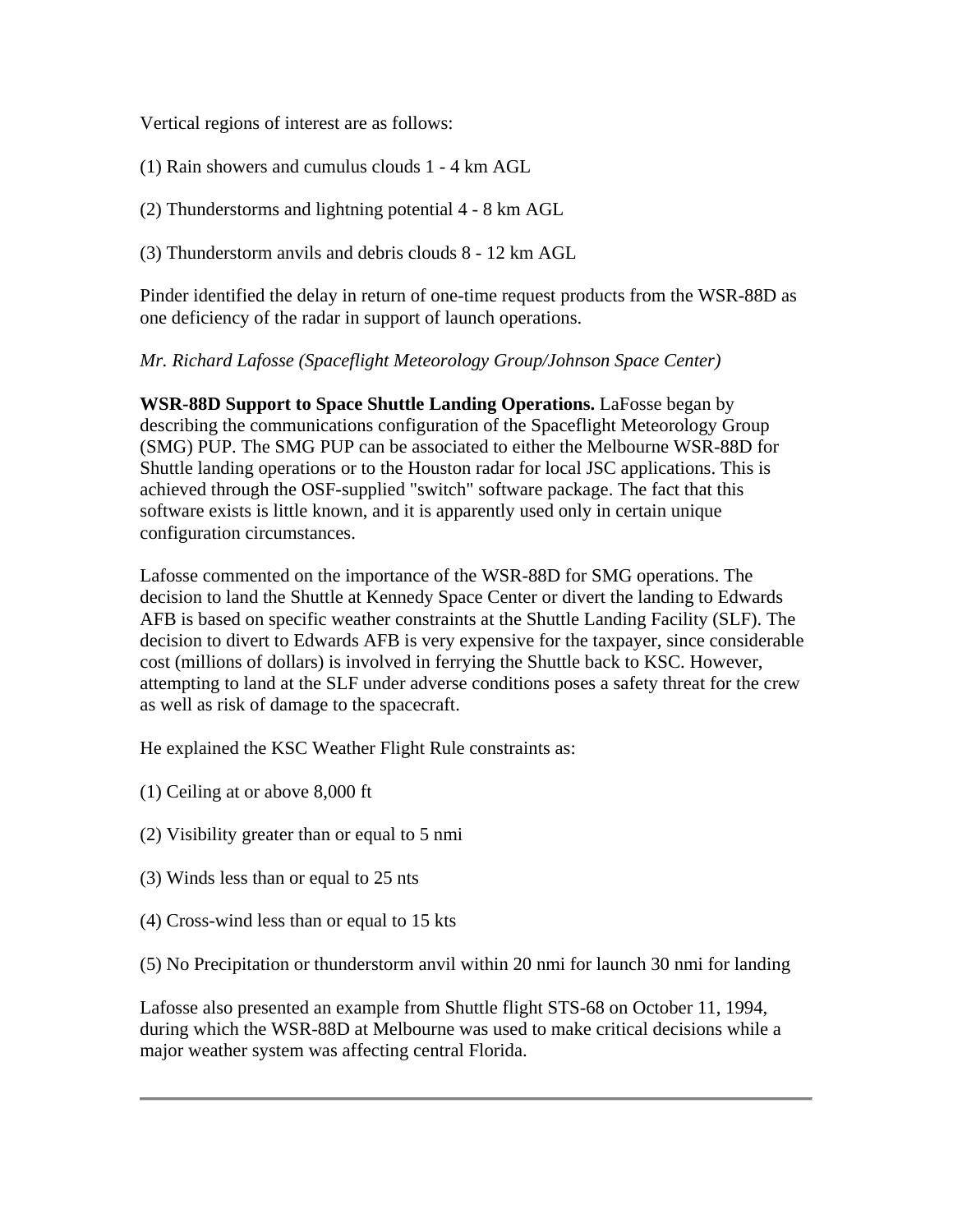Vertical regions of interest are as follows:

(1) Rain showers and cumulus clouds 1 - 4 km AGL

(2) Thunderstorms and lightning potential 4 - 8 km AGL

(3) Thunderstorm anvils and debris clouds 8 - 12 km AGL

Pinder identified the delay in return of one-time request products from the WSR-88D as one deficiency of the radar in support of launch operations.

*Mr. Richard Lafosse (Spaceflight Meteorology Group/Johnson Space Center)*

**WSR-88D Support to Space Shuttle Landing Operations.** LaFosse began by describing the communications configuration of the Spaceflight Meteorology Group (SMG) PUP. The SMG PUP can be associated to either the Melbourne WSR-88D for Shuttle landing operations or to the Houston radar for local JSC applications. This is achieved through the OSF-supplied "switch" software package. The fact that this software exists is little known, and it is apparently used only in certain unique configuration circumstances.

Lafosse commented on the importance of the WSR-88D for SMG operations. The decision to land the Shuttle at Kennedy Space Center or divert the landing to Edwards AFB is based on specific weather constraints at the Shuttle Landing Facility (SLF). The decision to divert to Edwards AFB is very expensive for the taxpayer, since considerable cost (millions of dollars) is involved in ferrying the Shuttle back to KSC. However, attempting to land at the SLF under adverse conditions poses a safety threat for the crew as well as risk of damage to the spacecraft.

He explained the KSC Weather Flight Rule constraints as:

(1) Ceiling at or above 8,000 ft

(2) Visibility greater than or equal to 5 nmi

(3) Winds less than or equal to 25 nts

(4) Cross-wind less than or equal to 15 kts

(5) No Precipitation or thunderstorm anvil within 20 nmi for launch 30 nmi for landing

Lafosse also presented an example from Shuttle flight STS-68 on October 11, 1994, during which the WSR-88D at Melbourne was used to make critical decisions while a major weather system was affecting central Florida.

---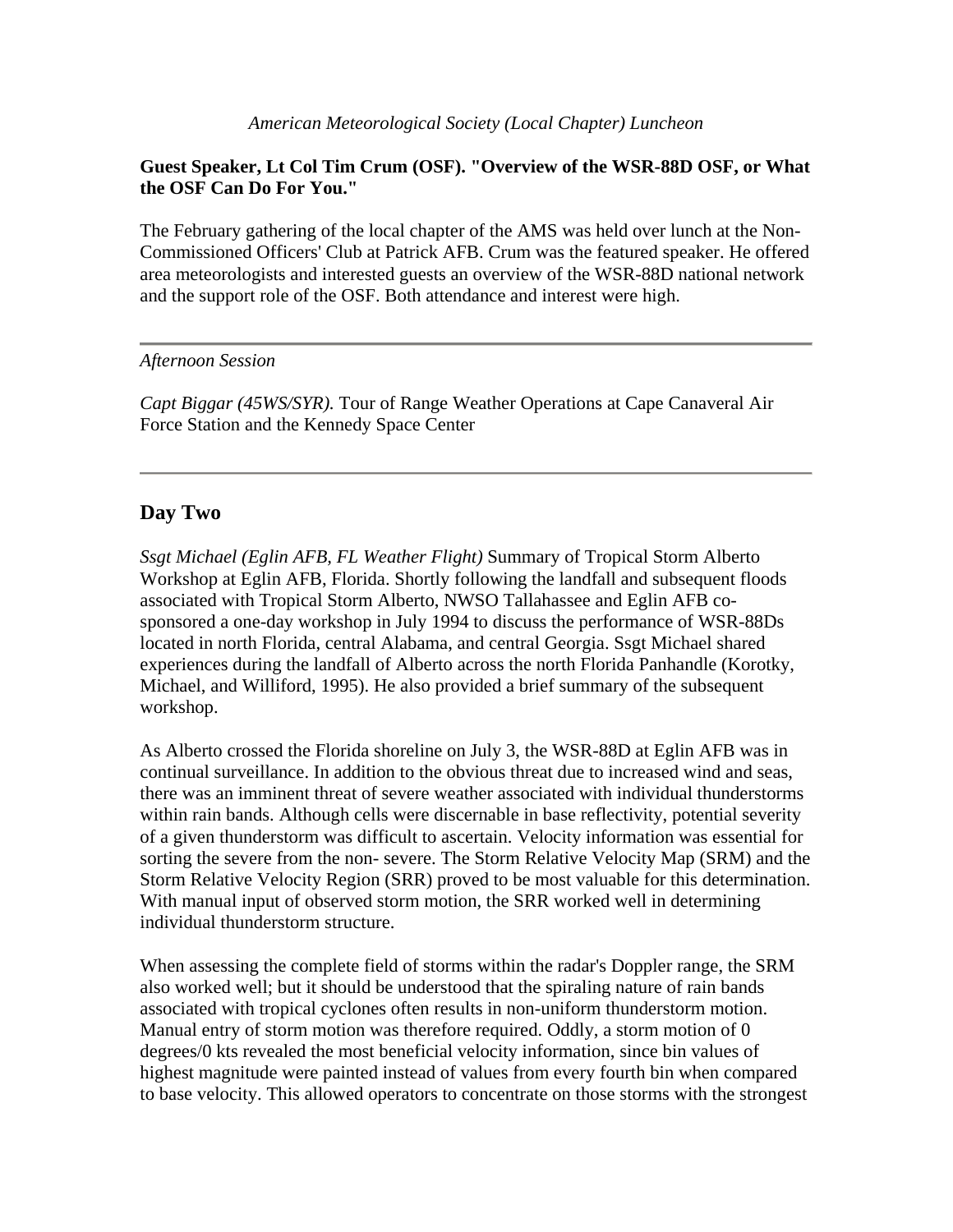*American Meteorological Society (Local Chapter) Luncheon*

**Guest Speaker, Lt Col Tim Crum (OSF). "Overview of the WSR-88D OSF, or What the OSF Can Do For You."**

The February gathering of the local chapter of the AMS was held over lunch at the Non-Commissioned Officers' Club at Patrick AFB. Crum was the featured speaker. He offered area meteorologists and interested guests an overview of the WSR-88D national network and the support role of the OSF. Both attendance and interest were high.

---

*Afternoon Session*

*Capt Biggar (45WS/SYR).* Tour of Range Weather Operations at Cape Canaveral Air Force Station and the Kennedy Space Center

---

## Day Two

*Ssgt Michael (Eglin AFB, FL Weather Flight)* Summary of Tropical Storm Alberto Workshop at Eglin AFB, Florida. Shortly following the landfall and subsequent floods associated with Tropical Storm Alberto, NWSO Tallahassee and Eglin AFB co-sponsored a one-day workshop in July 1994 to discuss the performance of WSR-88Ds located in north Florida, central Alabama, and central Georgia. Ssgt Michael shared experiences during the landfall of Alberto across the north Florida Panhandle (Korotky, Michael, and Williford, 1995). He also provided a brief summary of the subsequent workshop.

As Alberto crossed the Florida shoreline on July 3, the WSR-88D at Eglin AFB was in continual surveillance. In addition to the obvious threat due to increased wind and seas, there was an imminent threat of severe weather associated with individual thunderstorms within rain bands. Although cells were discernable in base reflectivity, potential severity of a given thunderstorm was difficult to ascertain. Velocity information was essential for sorting the severe from the non- severe. The Storm Relative Velocity Map (SRM) and the Storm Relative Velocity Region (SRR) proved to be most valuable for this determination. With manual input of observed storm motion, the SRR worked well in determining individual thunderstorm structure.

When assessing the complete field of storms within the radar's Doppler range, the SRM also worked well; but it should be understood that the spiraling nature of rain bands associated with tropical cyclones often results in non-uniform thunderstorm motion. Manual entry of storm motion was therefore required. Oddly, a storm motion of 0 degrees/0 kts revealed the most beneficial velocity information, since bin values of highest magnitude were painted instead of values from every fourth bin when compared to base velocity. This allowed operators to concentrate on those storms with the strongest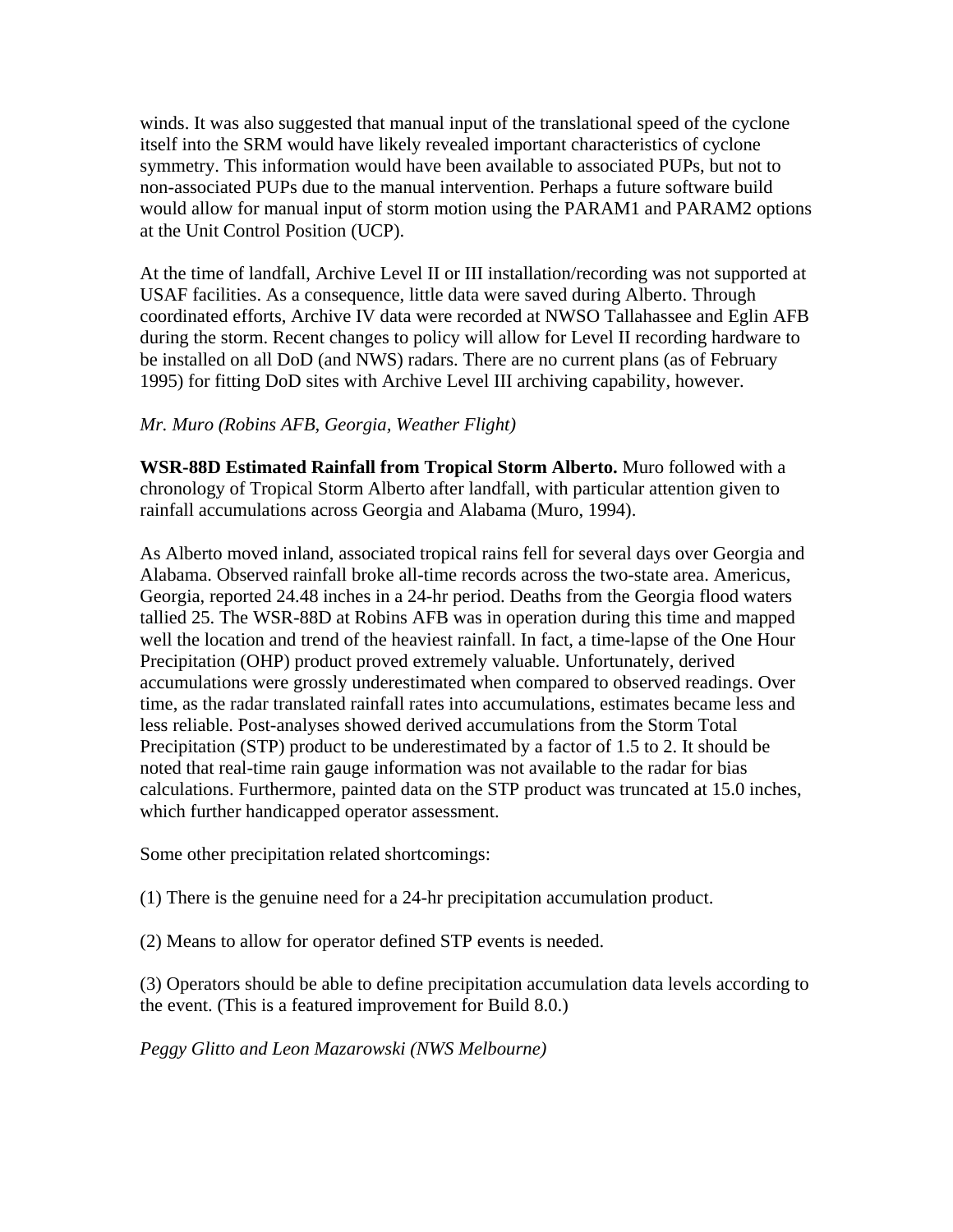winds. It was also suggested that manual input of the translational speed of the cyclone itself into the SRM would have likely revealed important characteristics of cyclone symmetry. This information would have been available to associated PUPs, but not to non-associated PUPs due to the manual intervention. Perhaps a future software build would allow for manual input of storm motion using the PARAM1 and PARAM2 options at the Unit Control Position (UCP).

At the time of landfall, Archive Level II or III installation/recording was not supported at USAF facilities. As a consequence, little data were saved during Alberto. Through coordinated efforts, Archive IV data were recorded at NWSO Tallahassee and Eglin AFB during the storm. Recent changes to policy will allow for Level II recording hardware to be installed on all DoD (and NWS) radars. There are no current plans (as of February 1995) for fitting DoD sites with Archive Level III archiving capability, however.

*Mr. Muro (Robins AFB, Georgia, Weather Flight)*

**WSR-88D Estimated Rainfall from Tropical Storm Alberto.** Muro followed with a chronology of Tropical Storm Alberto after landfall, with particular attention given to rainfall accumulations across Georgia and Alabama (Muro, 1994).

As Alberto moved inland, associated tropical rains fell for several days over Georgia and Alabama. Observed rainfall broke all-time records across the two-state area. Americus, Georgia, reported 24.48 inches in a 24-hr period. Deaths from the Georgia flood waters tallied 25. The WSR-88D at Robins AFB was in operation during this time and mapped well the location and trend of the heaviest rainfall. In fact, a time-lapse of the One Hour Precipitation (OHP) product proved extremely valuable. Unfortunately, derived accumulations were grossly underestimated when compared to observed readings. Over time, as the radar translated rainfall rates into accumulations, estimates became less and less reliable. Post-analyses showed derived accumulations from the Storm Total Precipitation (STP) product to be underestimated by a factor of 1.5 to 2. It should be noted that real-time rain gauge information was not available to the radar for bias calculations. Furthermore, painted data on the STP product was truncated at 15.0 inches, which further handicapped operator assessment.

Some other precipitation related shortcomings:

(1) There is the genuine need for a 24-hr precipitation accumulation product.

(2) Means to allow for operator defined STP events is needed.

(3) Operators should be able to define precipitation accumulation data levels according to the event. (This is a featured improvement for Build 8.0.)

*Peggy Glitto and Leon Mazarowski (NWS Melbourne)*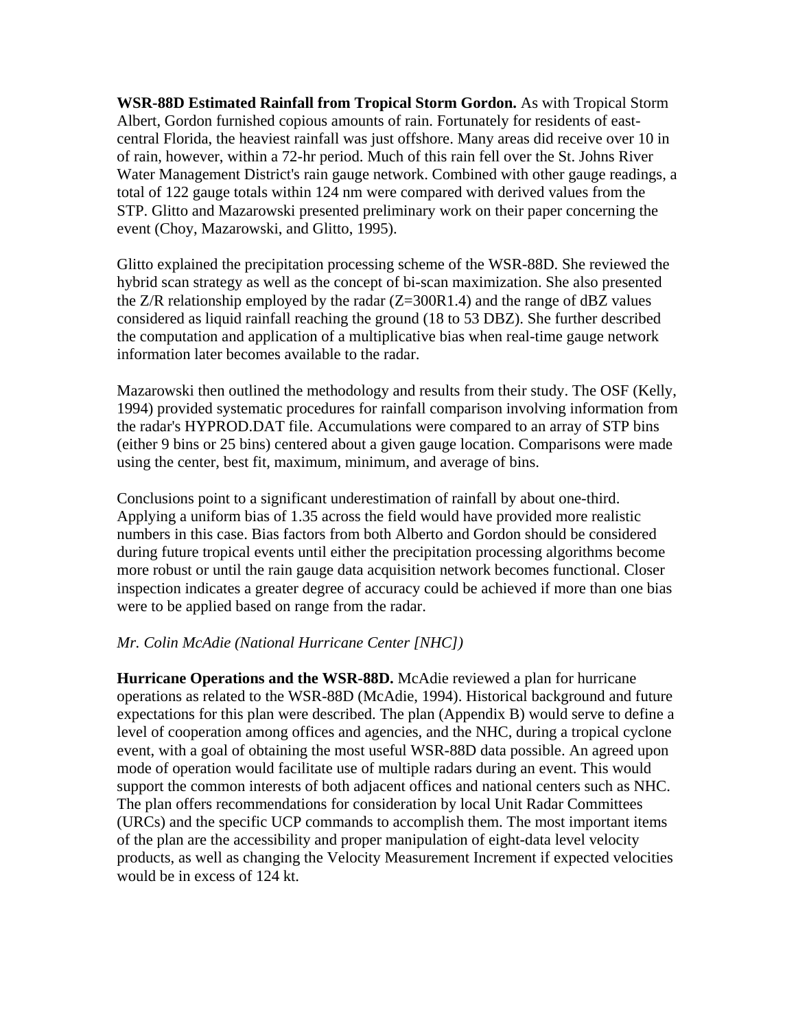**WSR-88D Estimated Rainfall from Tropical Storm Gordon.** As with Tropical Storm Albert, Gordon furnished copious amounts of rain. Fortunately for residents of east-central Florida, the heaviest rainfall was just offshore. Many areas did receive over 10 in of rain, however, within a 72-hr period. Much of this rain fell over the St. Johns River Water Management District's rain gauge network. Combined with other gauge readings, a total of 122 gauge totals within 124 nm were compared with derived values from the STP. Glitto and Mazarowski presented preliminary work on their paper concerning the event (Choy, Mazarowski, and Glitto, 1995).

Glitto explained the precipitation processing scheme of the WSR-88D. She reviewed the hybrid scan strategy as well as the concept of bi-scan maximization. She also presented the Z/R relationship employed by the radar ($Z=300R^{1.4}$) and the range of dBZ values considered as liquid rainfall reaching the ground (18 to 53 DBZ). She further described the computation and application of a multiplicative bias when real-time gauge network information later becomes available to the radar.

Mazarowski then outlined the methodology and results from their study. The OSF (Kelly, 1994) provided systematic procedures for rainfall comparison involving information from the radar's HYPROD.DAT file. Accumulations were compared to an array of STP bins (either 9 bins or 25 bins) centered about a given gauge location. Comparisons were made using the center, best fit, maximum, minimum, and average of bins.

Conclusions point to a significant underestimation of rainfall by about one-third. Applying a uniform bias of 1.35 across the field would have provided more realistic numbers in this case. Bias factors from both Alberto and Gordon should be considered during future tropical events until either the precipitation processing algorithms become more robust or until the rain gauge data acquisition network becomes functional. Closer inspection indicates a greater degree of accuracy could be achieved if more than one bias were to be applied based on range from the radar.

*Mr. Colin McAdie (National Hurricane Center [NHC])*

**Hurricane Operations and the WSR-88D.** McAdie reviewed a plan for hurricane operations as related to the WSR-88D (McAdie, 1994). Historical background and future expectations for this plan were described. The plan (Appendix B) would serve to define a level of cooperation among offices and agencies, and the NHC, during a tropical cyclone event, with a goal of obtaining the most useful WSR-88D data possible. An agreed upon mode of operation would facilitate use of multiple radars during an event. This would support the common interests of both adjacent offices and national centers such as NHC. The plan offers recommendations for consideration by local Unit Radar Committees (URCs) and the specific UCP commands to accomplish them. The most important items of the plan are the accessibility and proper manipulation of eight-data level velocity products, as well as changing the Velocity Measurement Increment if expected velocities would be in excess of 124 kt.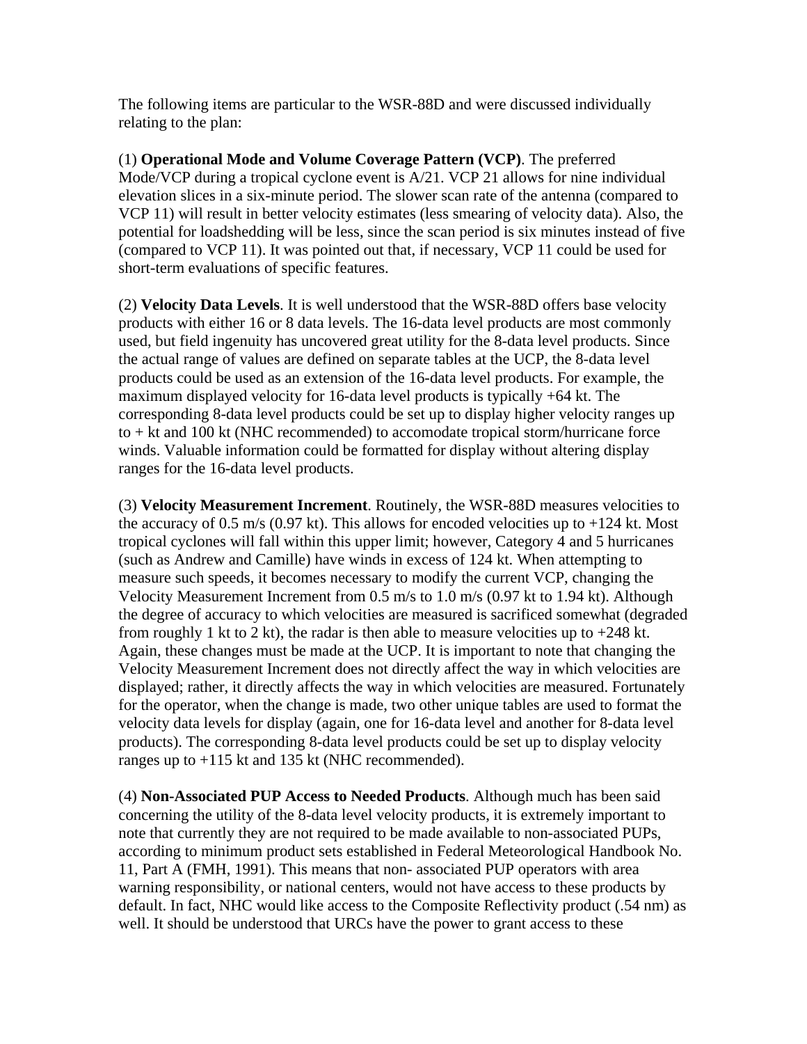The following items are particular to the WSR-88D and were discussed individually relating to the plan:

(1) **Operational Mode and Volume Coverage Pattern (VCP)**. The preferred Mode/VCP during a tropical cyclone event is A/21. VCP 21 allows for nine individual elevation slices in a six-minute period. The slower scan rate of the antenna (compared to VCP 11) will result in better velocity estimates (less smearing of velocity data). Also, the potential for loadshedding will be less, since the scan period is six minutes instead of five (compared to VCP 11). It was pointed out that, if necessary, VCP 11 could be used for short-term evaluations of specific features.

(2) **Velocity Data Levels**. It is well understood that the WSR-88D offers base velocity products with either 16 or 8 data levels. The 16-data level products are most commonly used, but field ingenuity has uncovered great utility for the 8-data level products. Since the actual range of values are defined on separate tables at the UCP, the 8-data level products could be used as an extension of the 16-data level products. For example, the maximum displayed velocity for 16-data level products is typically +64 kt. The corresponding 8-data level products could be set up to display higher velocity ranges up to + kt and 100 kt (NHC recommended) to accomodate tropical storm/hurricane force winds. Valuable information could be formatted for display without altering display ranges for the 16-data level products.

(3) **Velocity Measurement Increment**. Routinely, the WSR-88D measures velocities to the accuracy of 0.5 m/s (0.97 kt). This allows for encoded velocities up to +124 kt. Most tropical cyclones will fall within this upper limit; however, Category 4 and 5 hurricanes (such as Andrew and Camille) have winds in excess of 124 kt. When attempting to measure such speeds, it becomes necessary to modify the current VCP, changing the Velocity Measurement Increment from 0.5 m/s to 1.0 m/s (0.97 kt to 1.94 kt). Although the degree of accuracy to which velocities are measured is sacrificed somewhat (degraded from roughly 1 kt to 2 kt), the radar is then able to measure velocities up to +248 kt. Again, these changes must be made at the UCP. It is important to note that changing the Velocity Measurement Increment does not directly affect the way in which velocities are displayed; rather, it directly affects the way in which velocities are measured. Fortunately for the operator, when the change is made, two other unique tables are used to format the velocity data levels for display (again, one for 16-data level and another for 8-data level products). The corresponding 8-data level products could be set up to display velocity ranges up to +115 kt and 135 kt (NHC recommended).

(4) **Non-Associated PUP Access to Needed Products**. Although much has been said concerning the utility of the 8-data level velocity products, it is extremely important to note that currently they are not required to be made available to non-associated PUPs, according to minimum product sets established in Federal Meteorological Handbook No. 11, Part A (FMH, 1991). This means that non- associated PUP operators with area warning responsibility, or national centers, would not have access to these products by default. In fact, NHC would like access to the Composite Reflectivity product (.54 nm) as well. It should be understood that URCs have the power to grant access to these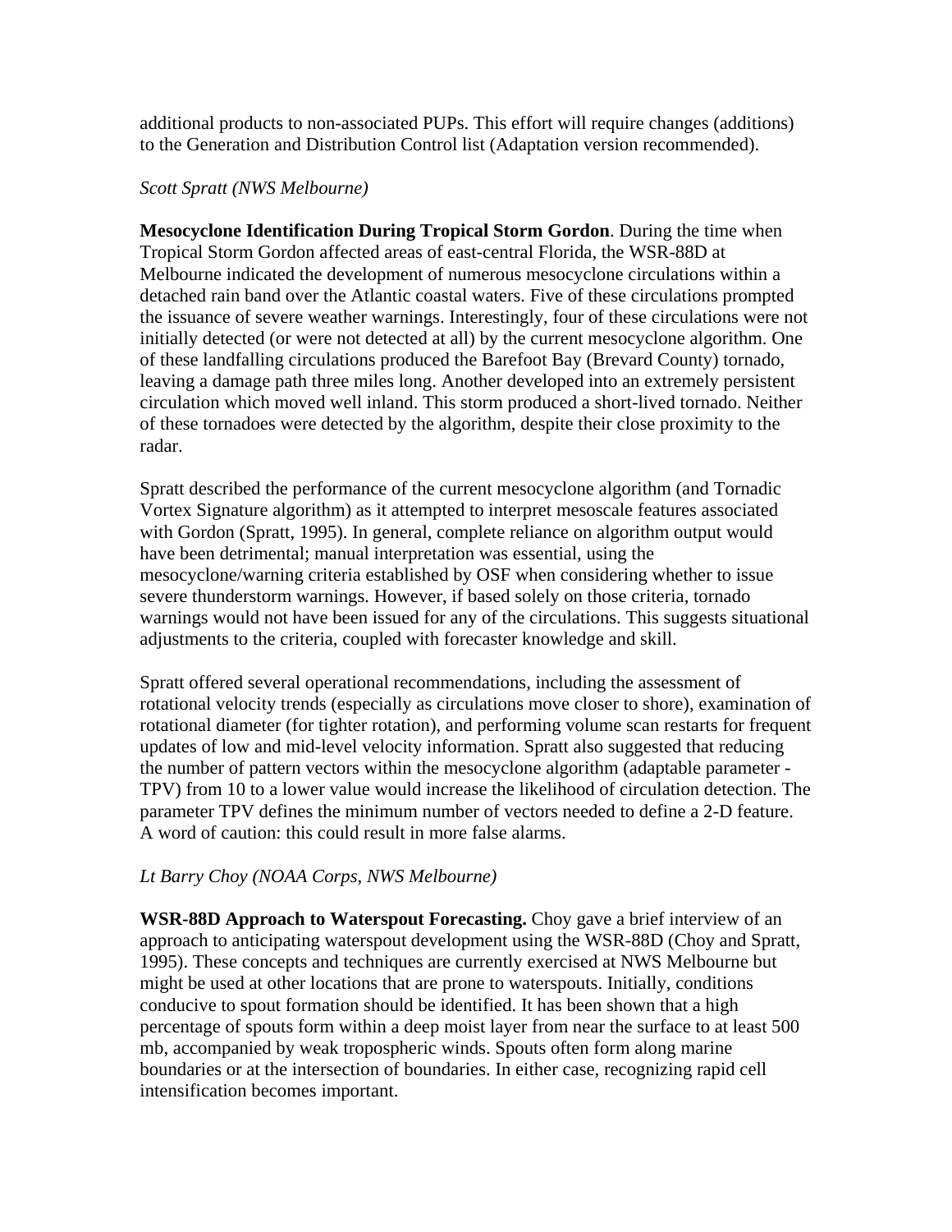additional products to non-associated PUPs. This effort will require changes (additions) to the Generation and Distribution Control list (Adaptation version recommended).

*Scott Spratt (NWS Melbourne)*

**Mesocyclone Identification During Tropical Storm Gordon**. During the time when Tropical Storm Gordon affected areas of east-central Florida, the WSR-88D at Melbourne indicated the development of numerous mesocyclone circulations within a detached rain band over the Atlantic coastal waters. Five of these circulations prompted the issuance of severe weather warnings. Interestingly, four of these circulations were not initially detected (or were not detected at all) by the current mesocyclone algorithm. One of these landfalling circulations produced the Barefoot Bay (Brevard County) tornado, leaving a damage path three miles long. Another developed into an extremely persistent circulation which moved well inland. This storm produced a short-lived tornado. Neither of these tornadoes were detected by the algorithm, despite their close proximity to the radar.

Spratt described the performance of the current mesocyclone algorithm (and Tornadic Vortex Signature algorithm) as it attempted to interpret mesoscale features associated with Gordon (Spratt, 1995). In general, complete reliance on algorithm output would have been detrimental; manual interpretation was essential, using the mesocyclone/warning criteria established by OSF when considering whether to issue severe thunderstorm warnings. However, if based solely on those criteria, tornado warnings would not have been issued for any of the circulations. This suggests situational adjustments to the criteria, coupled with forecaster knowledge and skill.

Spratt offered several operational recommendations, including the assessment of rotational velocity trends (especially as circulations move closer to shore), examination of rotational diameter (for tighter rotation), and performing volume scan restarts for frequent updates of low and mid-level velocity information. Spratt also suggested that reducing the number of pattern vectors within the mesocyclone algorithm (adaptable parameter - TPV) from 10 to a lower value would increase the likelihood of circulation detection. The parameter TPV defines the minimum number of vectors needed to define a 2-D feature. A word of caution: this could result in more false alarms.

*Lt Barry Choy (NOAA Corps, NWS Melbourne)*

**WSR-88D Approach to Waterspout Forecasting.** Choy gave a brief interview of an approach to anticipating waterspout development using the WSR-88D (Choy and Spratt, 1995). These concepts and techniques are currently exercised at NWS Melbourne but might be used at other locations that are prone to waterspouts. Initially, conditions conducive to spout formation should be identified. It has been shown that a high percentage of spouts form within a deep moist layer from near the surface to at least 500 mb, accompanied by weak tropospheric winds. Spouts often form along marine boundaries or at the intersection of boundaries. In either case, recognizing rapid cell intensification becomes important.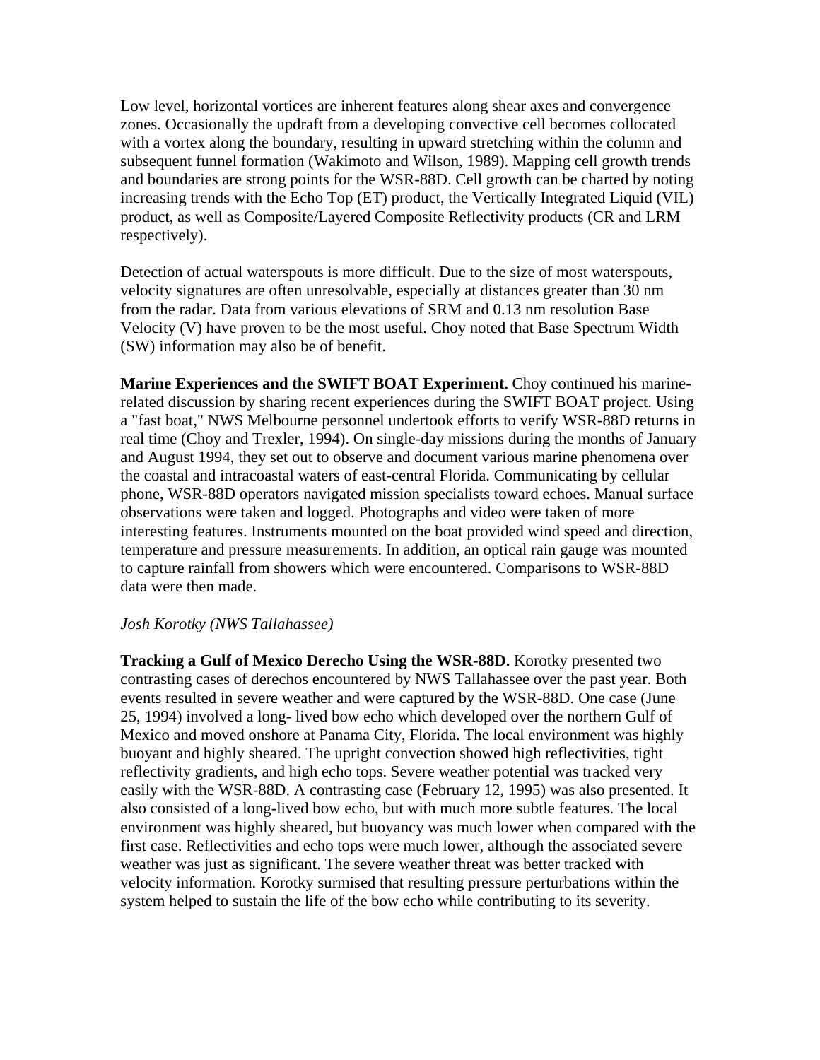Low level, horizontal vortices are inherent features along shear axes and convergence zones. Occasionally the updraft from a developing convective cell becomes collocated with a vortex along the boundary, resulting in upward stretching within the column and subsequent funnel formation (Wakimoto and Wilson, 1989). Mapping cell growth trends and boundaries are strong points for the WSR-88D. Cell growth can be charted by noting increasing trends with the Echo Top (ET) product, the Vertically Integrated Liquid (VIL) product, as well as Composite/Layered Composite Reflectivity products (CR and LRM respectively).

Detection of actual waterspouts is more difficult. Due to the size of most waterspouts, velocity signatures are often unresolvable, especially at distances greater than 30 nm from the radar. Data from various elevations of SRM and 0.13 nm resolution Base Velocity (V) have proven to be the most useful. Choy noted that Base Spectrum Width (SW) information may also be of benefit.

**Marine Experiences and the SWIFT BOAT Experiment.** Choy continued his marine-related discussion by sharing recent experiences during the SWIFT BOAT project. Using a "fast boat," NWS Melbourne personnel undertook efforts to verify WSR-88D returns in real time (Choy and Trexler, 1994). On single-day missions during the months of January and August 1994, they set out to observe and document various marine phenomena over the coastal and intracoastal waters of east-central Florida. Communicating by cellular phone, WSR-88D operators navigated mission specialists toward echoes. Manual surface observations were taken and logged. Photographs and video were taken of more interesting features. Instruments mounted on the boat provided wind speed and direction, temperature and pressure measurements. In addition, an optical rain gauge was mounted to capture rainfall from showers which were encountered. Comparisons to WSR-88D data were then made.

*Josh Korotky (NWS Tallahassee)*

**Tracking a Gulf of Mexico Derecho Using the WSR-88D.** Korotky presented two contrasting cases of derechos encountered by NWS Tallahassee over the past year. Both events resulted in severe weather and were captured by the WSR-88D. One case (June 25, 1994) involved a long- lived bow echo which developed over the northern Gulf of Mexico and moved onshore at Panama City, Florida. The local environment was highly buoyant and highly sheared. The upright convection showed high reflectivities, tight reflectivity gradients, and high echo tops. Severe weather potential was tracked very easily with the WSR-88D. A contrasting case (February 12, 1995) was also presented. It also consisted of a long-lived bow echo, but with much more subtle features. The local environment was highly sheared, but buoyancy was much lower when compared with the first case. Reflectivities and echo tops were much lower, although the associated severe weather was just as significant. The severe weather threat was better tracked with velocity information. Korotky surmised that resulting pressure perturbations within the system helped to sustain the life of the bow echo while contributing to its severity.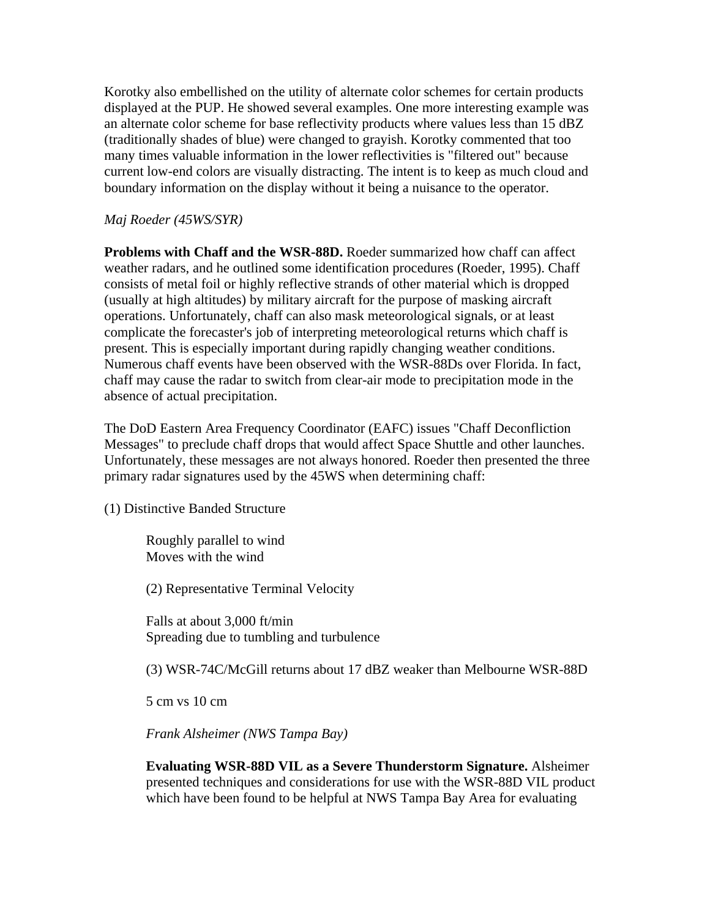Korotky also embellished on the utility of alternate color schemes for certain products displayed at the PUP. He showed several examples. One more interesting example was an alternate color scheme for base reflectivity products where values less than 15 dBZ (traditionally shades of blue) were changed to grayish. Korotky commented that too many times valuable information in the lower reflectivities is "filtered out" because current low-end colors are visually distracting. The intent is to keep as much cloud and boundary information on the display without it being a nuisance to the operator.

*Maj Roeder (45WS/SYR)*

**Problems with Chaff and the WSR-88D.** Roeder summarized how chaff can affect weather radars, and he outlined some identification procedures (Roeder, 1995). Chaff consists of metal foil or highly reflective strands of other material which is dropped (usually at high altitudes) by military aircraft for the purpose of masking aircraft operations. Unfortunately, chaff can also mask meteorological signals, or at least complicate the forecaster's job of interpreting meteorological returns which chaff is present. This is especially important during rapidly changing weather conditions. Numerous chaff events have been observed with the WSR-88Ds over Florida. In fact, chaff may cause the radar to switch from clear-air mode to precipitation mode in the absence of actual precipitation.

The DoD Eastern Area Frequency Coordinator (EAFC) issues "Chaff Deconfliction Messages" to preclude chaff drops that would affect Space Shuttle and other launches. Unfortunately, these messages are not always honored. Roeder then presented the three primary radar signatures used by the 45WS when determining chaff:

(1) Distinctive Banded Structure

Roughly parallel to wind
Moves with the wind

(2) Representative Terminal Velocity

Falls at about 3,000 ft/min
Spreading due to tumbling and turbulence

(3) WSR-74C/McGill returns about 17 dBZ weaker than Melbourne WSR-88D

5 cm vs 10 cm

*Frank Alsheimer (NWS Tampa Bay)*

**Evaluating WSR-88D VIL as a Severe Thunderstorm Signature.** Alsheimer presented techniques and considerations for use with the WSR-88D VIL product which have been found to be helpful at NWS Tampa Bay Area for evaluating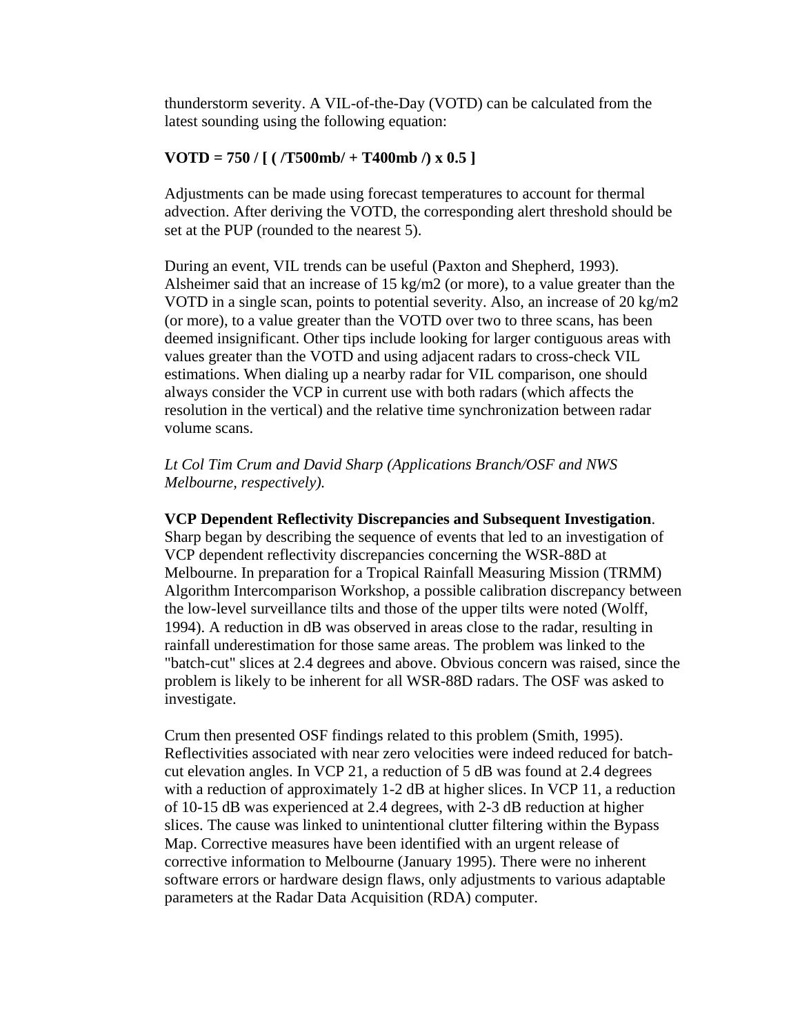thunderstorm severity. A VIL-of-the-Day (VOTD) can be calculated from the latest sounding using the following equation:

**VOTD = 750 / [ ( /T500mb/ + T400mb /) x 0.5 ]**

Adjustments can be made using forecast temperatures to account for thermal advection. After deriving the VOTD, the corresponding alert threshold should be set at the PUP (rounded to the nearest 5).

During an event, VIL trends can be useful (Paxton and Shepherd, 1993). Alsheimer said that an increase of 15 kg/m2 (or more), to a value greater than the VOTD in a single scan, points to potential severity. Also, an increase of 20 kg/m2 (or more), to a value greater than the VOTD over two to three scans, has been deemed insignificant. Other tips include looking for larger contiguous areas with values greater than the VOTD and using adjacent radars to cross-check VIL estimations. When dialing up a nearby radar for VIL comparison, one should always consider the VCP in current use with both radars (which affects the resolution in the vertical) and the relative time synchronization between radar volume scans.

*Lt Col Tim Crum and David Sharp (Applications Branch/OSF and NWS Melbourne, respectively).*

**VCP Dependent Reflectivity Discrepancies and Subsequent Investigation**. Sharp began by describing the sequence of events that led to an investigation of VCP dependent reflectivity discrepancies concerning the WSR-88D at Melbourne. In preparation for a Tropical Rainfall Measuring Mission (TRMM) Algorithm Intercomparison Workshop, a possible calibration discrepancy between the low-level surveillance tilts and those of the upper tilts were noted (Wolff, 1994). A reduction in dB was observed in areas close to the radar, resulting in rainfall underestimation for those same areas. The problem was linked to the "batch-cut" slices at 2.4 degrees and above. Obvious concern was raised, since the problem is likely to be inherent for all WSR-88D radars. The OSF was asked to investigate.

Crum then presented OSF findings related to this problem (Smith, 1995). Reflectivities associated with near zero velocities were indeed reduced for batch-cut elevation angles. In VCP 21, a reduction of 5 dB was found at 2.4 degrees with a reduction of approximately 1-2 dB at higher slices. In VCP 11, a reduction of 10-15 dB was experienced at 2.4 degrees, with 2-3 dB reduction at higher slices. The cause was linked to unintentional clutter filtering within the Bypass Map. Corrective measures have been identified with an urgent release of corrective information to Melbourne (January 1995). There were no inherent software errors or hardware design flaws, only adjustments to various adaptable parameters at the Radar Data Acquisition (RDA) computer.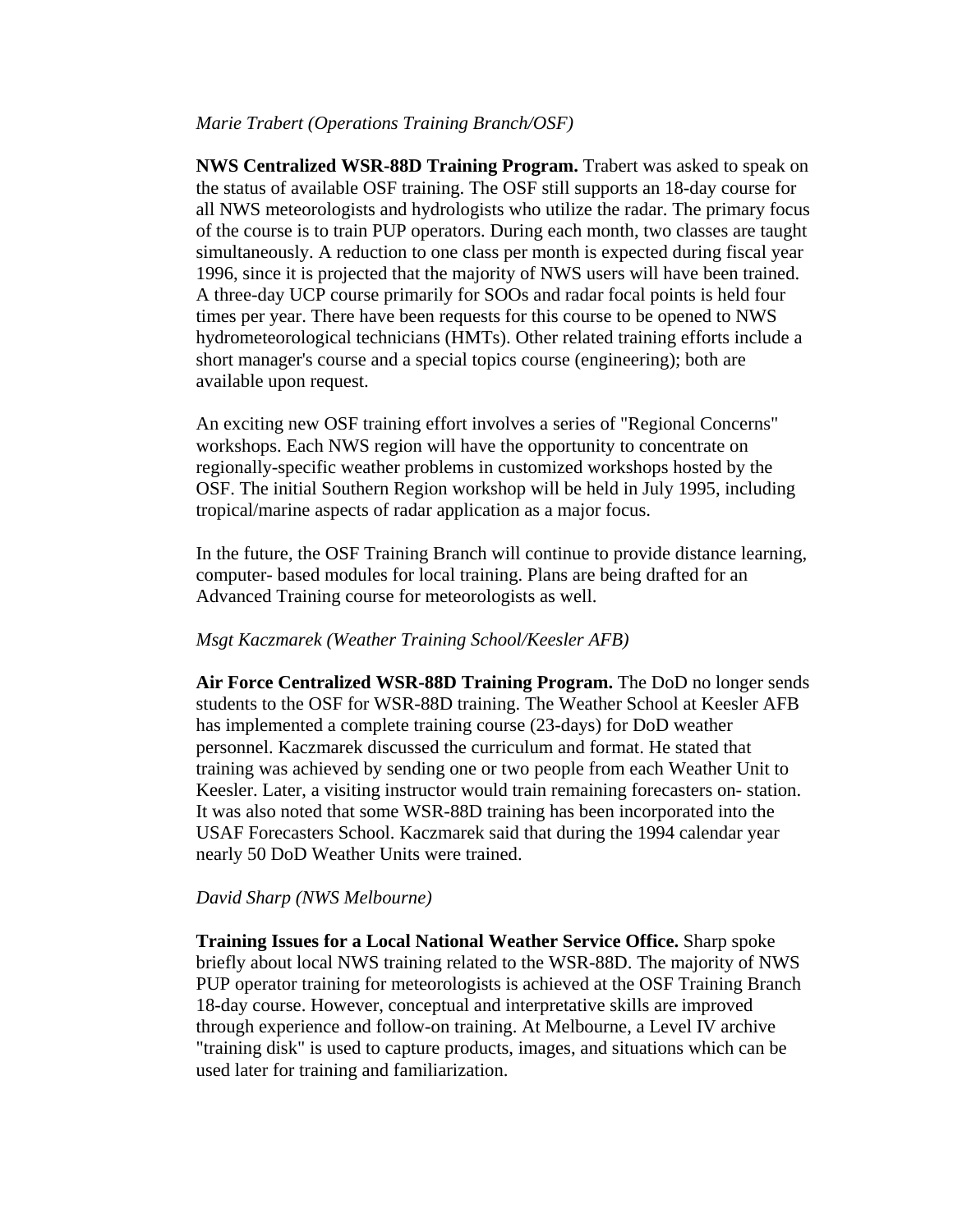*Marie Trabert (Operations Training Branch/OSF)*

**NWS Centralized WSR-88D Training Program.** Trabert was asked to speak on the status of available OSF training. The OSF still supports an 18-day course for all NWS meteorologists and hydrologists who utilize the radar. The primary focus of the course is to train PUP operators. During each month, two classes are taught simultaneously. A reduction to one class per month is expected during fiscal year 1996, since it is projected that the majority of NWS users will have been trained. A three-day UCP course primarily for SOOs and radar focal points is held four times per year. There have been requests for this course to be opened to NWS hydrometeorological technicians (HMTs). Other related training efforts include a short manager's course and a special topics course (engineering); both are available upon request.

An exciting new OSF training effort involves a series of "Regional Concerns" workshops. Each NWS region will have the opportunity to concentrate on regionally-specific weather problems in customized workshops hosted by the OSF. The initial Southern Region workshop will be held in July 1995, including tropical/marine aspects of radar application as a major focus.

In the future, the OSF Training Branch will continue to provide distance learning, computer- based modules for local training. Plans are being drafted for an Advanced Training course for meteorologists as well.

*Msgt Kaczmarek (Weather Training School/Keesler AFB)*

**Air Force Centralized WSR-88D Training Program.** The DoD no longer sends students to the OSF for WSR-88D training. The Weather School at Keesler AFB has implemented a complete training course (23-days) for DoD weather personnel. Kaczmarek discussed the curriculum and format. He stated that training was achieved by sending one or two people from each Weather Unit to Keesler. Later, a visiting instructor would train remaining forecasters on- station. It was also noted that some WSR-88D training has been incorporated into the USAF Forecasters School. Kaczmarek said that during the 1994 calendar year nearly 50 DoD Weather Units were trained.

*David Sharp (NWS Melbourne)*

**Training Issues for a Local National Weather Service Office.** Sharp spoke briefly about local NWS training related to the WSR-88D. The majority of NWS PUP operator training for meteorologists is achieved at the OSF Training Branch 18-day course. However, conceptual and interpretative skills are improved through experience and follow-on training. At Melbourne, a Level IV archive "training disk" is used to capture products, images, and situations which can be used later for training and familiarization.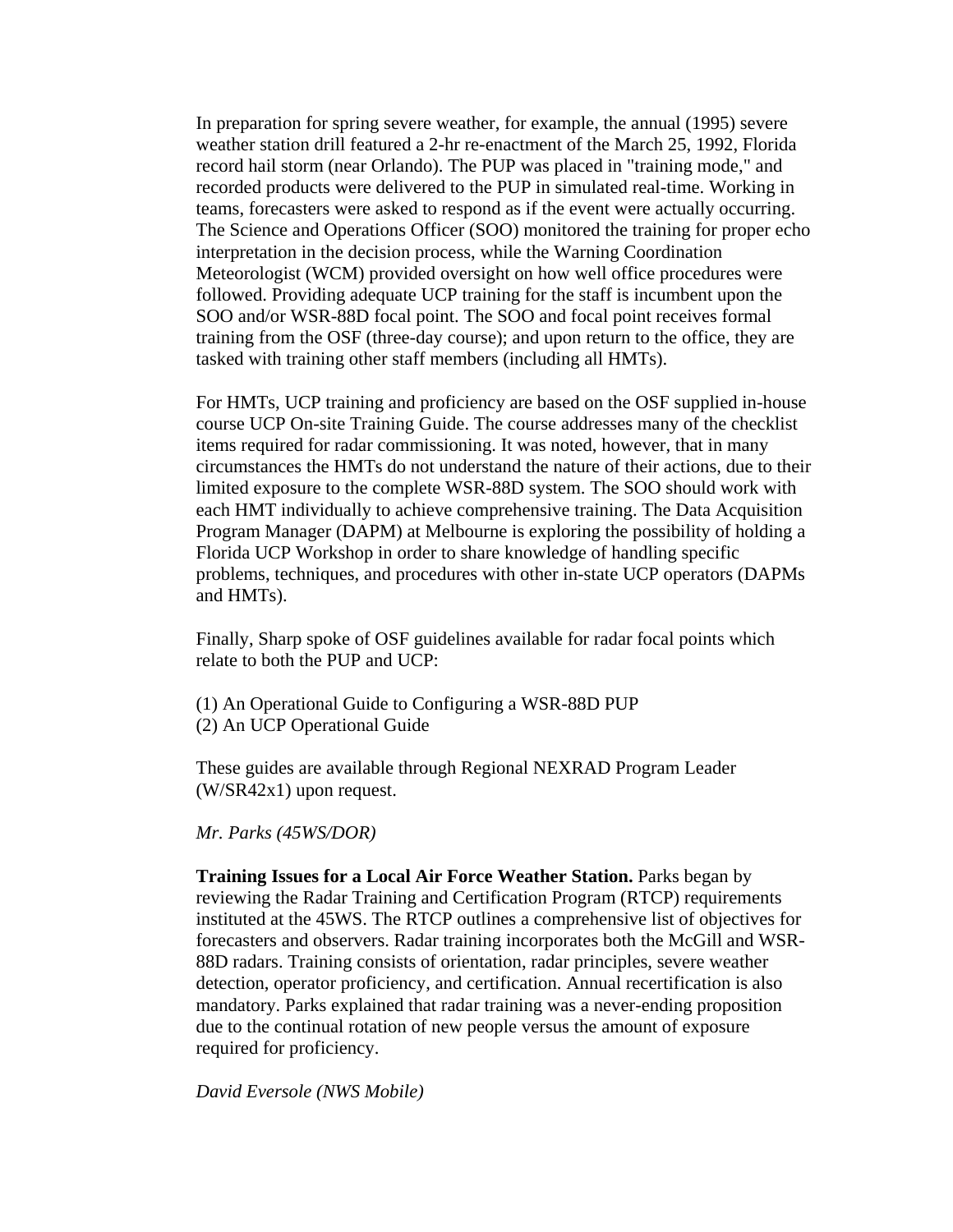In preparation for spring severe weather, for example, the annual (1995) severe weather station drill featured a 2-hr re-enactment of the March 25, 1992, Florida record hail storm (near Orlando). The PUP was placed in "training mode," and recorded products were delivered to the PUP in simulated real-time. Working in teams, forecasters were asked to respond as if the event were actually occurring. The Science and Operations Officer (SOO) monitored the training for proper echo interpretation in the decision process, while the Warning Coordination Meteorologist (WCM) provided oversight on how well office procedures were followed. Providing adequate UCP training for the staff is incumbent upon the SOO and/or WSR-88D focal point. The SOO and focal point receives formal training from the OSF (three-day course); and upon return to the office, they are tasked with training other staff members (including all HMTs).

For HMTs, UCP training and proficiency are based on the OSF supplied in-house course UCP On-site Training Guide. The course addresses many of the checklist items required for radar commissioning. It was noted, however, that in many circumstances the HMTs do not understand the nature of their actions, due to their limited exposure to the complete WSR-88D system. The SOO should work with each HMT individually to achieve comprehensive training. The Data Acquisition Program Manager (DAPM) at Melbourne is exploring the possibility of holding a Florida UCP Workshop in order to share knowledge of handling specific problems, techniques, and procedures with other in-state UCP operators (DAPMs and HMTs).

Finally, Sharp spoke of OSF guidelines available for radar focal points which relate to both the PUP and UCP:

(1) An Operational Guide to Configuring a WSR-88D PUP
(2) An UCP Operational Guide

These guides are available through Regional NEXRAD Program Leader (W/SR42x1) upon request.

*Mr. Parks (45WS/DOR)*

**Training Issues for a Local Air Force Weather Station.** Parks began by reviewing the Radar Training and Certification Program (RTCP) requirements instituted at the 45WS. The RTCP outlines a comprehensive list of objectives for forecasters and observers. Radar training incorporates both the McGill and WSR-88D radars. Training consists of orientation, radar principles, severe weather detection, operator proficiency, and certification. Annual recertification is also mandatory. Parks explained that radar training was a never-ending proposition due to the continual rotation of new people versus the amount of exposure required for proficiency.

*David Eversole (NWS Mobile)*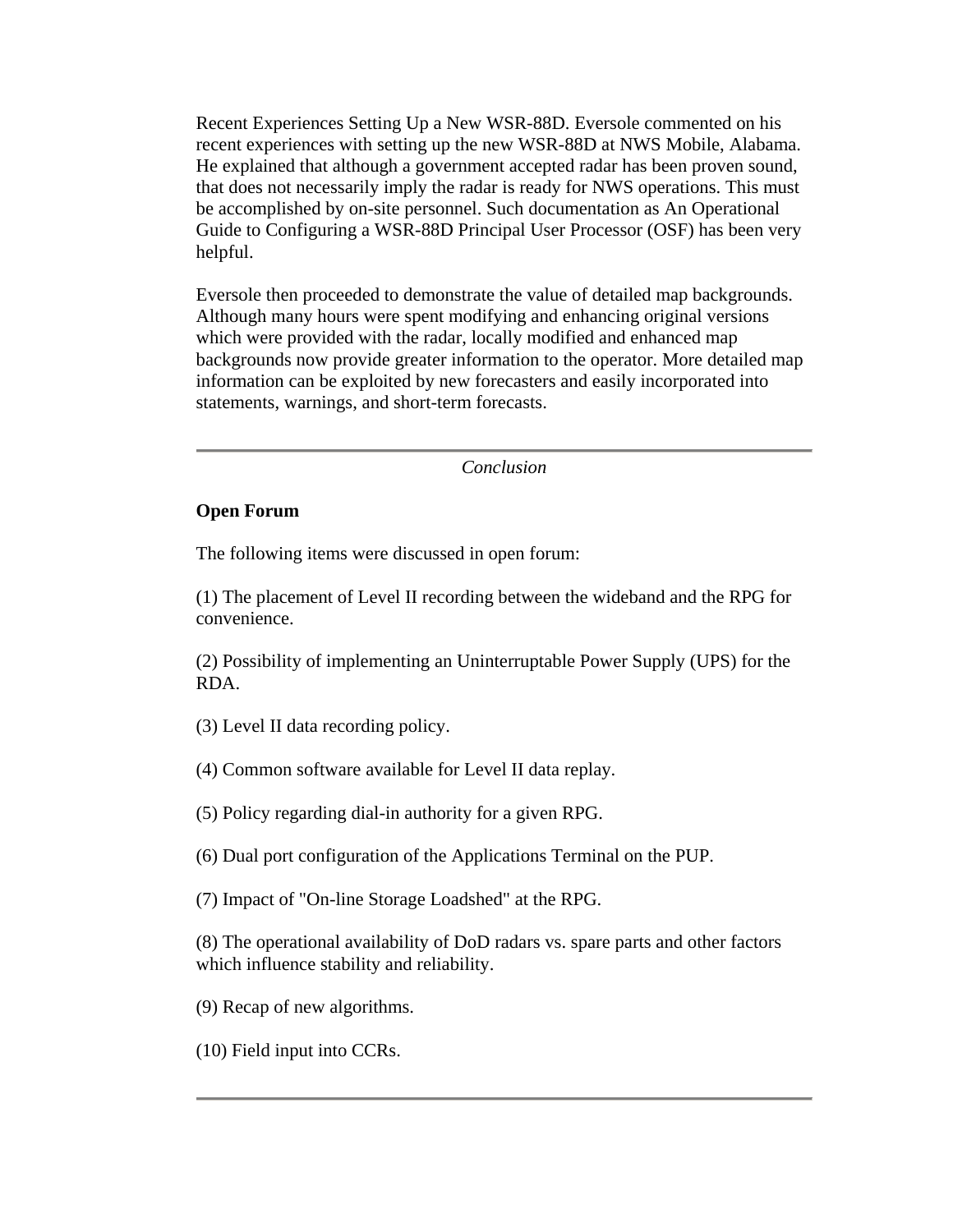Recent Experiences Setting Up a New WSR-88D. Eversole commented on his recent experiences with setting up the new WSR-88D at NWS Mobile, Alabama. He explained that although a government accepted radar has been proven sound, that does not necessarily imply the radar is ready for NWS operations. This must be accomplished by on-site personnel. Such documentation as An Operational Guide to Configuring a WSR-88D Principal User Processor (OSF) has been very helpful.

Eversole then proceeded to demonstrate the value of detailed map backgrounds. Although many hours were spent modifying and enhancing original versions which were provided with the radar, locally modified and enhanced map backgrounds now provide greater information to the operator. More detailed map information can be exploited by new forecasters and easily incorporated into statements, warnings, and short-term forecasts.

---

*Conclusion*

**Open Forum**

The following items were discussed in open forum:

(1) The placement of Level II recording between the wideband and the RPG for convenience.

(2) Possibility of implementing an Uninterruptable Power Supply (UPS) for the RDA.

(3) Level II data recording policy.

(4) Common software available for Level II data replay.

(5) Policy regarding dial-in authority for a given RPG.

(6) Dual port configuration of the Applications Terminal on the PUP.

(7) Impact of "On-line Storage Loadshed" at the RPG.

(8) The operational availability of DoD radars vs. spare parts and other factors which influence stability and reliability.

(9) Recap of new algorithms.

(10) Field input into CCRs.

---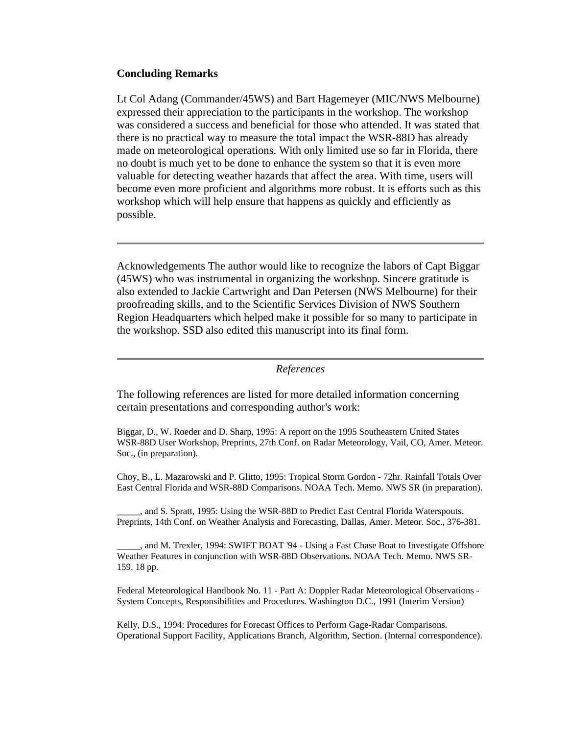**Concluding Remarks**

Lt Col Adang (Commander/45WS) and Bart Hagemeyer (MIC/NWS Melbourne) expressed their appreciation to the participants in the workshop. The workshop was considered a success and beneficial for those who attended. It was stated that there is no practical way to measure the total impact the WSR-88D has already made on meteorological operations. With only limited use so far in Florida, there no doubt is much yet to be done to enhance the system so that it is even more valuable for detecting weather hazards that affect the area. With time, users will become even more proficient and algorithms more robust. It is efforts such as this workshop which will help ensure that happens as quickly and efficiently as possible.

---

Acknowledgements The author would like to recognize the labors of Capt Biggar (45WS) who was instrumental in organizing the workshop. Sincere gratitude is also extended to Jackie Cartwright and Dan Petersen (NWS Melbourne) for their proofreading skills, and to the Scientific Services Division of NWS Southern Region Headquarters which helped make it possible for so many to participate in the workshop. SSD also edited this manuscript into its final form.

---

*References*

The following references are listed for more detailed information concerning certain presentations and corresponding author's work:

Biggar, D., W. Roeder and D. Sharp, 1995: A report on the 1995 Southeastern United States WSR-88D User Workshop, Preprints, 27th Conf. on Radar Meteorology, Vail, CO, Amer. Meteor. Soc., (in preparation).

Choy, B., L. Mazarowski and P. Glitto, 1995: Tropical Storm Gordon - 72hr. Rainfall Totals Over East Central Florida and WSR-88D Comparisons. NOAA Tech. Memo. NWS SR (in preparation).

_____, and S. Spratt, 1995: Using the WSR-88D to Predict East Central Florida Waterspouts. Preprints, 14th Conf. on Weather Analysis and Forecasting, Dallas, Amer. Meteor. Soc., 376-381.

_____, and M. Trexler, 1994: SWIFT BOAT '94 - Using a Fast Chase Boat to Investigate Offshore Weather Features in conjunction with WSR-88D Observations. NOAA Tech. Memo. NWS SR-159. 18 pp.

Federal Meteorological Handbook No. 11 - Part A: Doppler Radar Meteorological Observations - System Concepts, Responsibilities and Procedures. Washington D.C., 1991 (Interim Version)

Kelly, D.S., 1994: Procedures for Forecast Offices to Perform Gage-Radar Comparisons. Operational Support Facility, Applications Branch, Algorithm, Section. (Internal correspondence).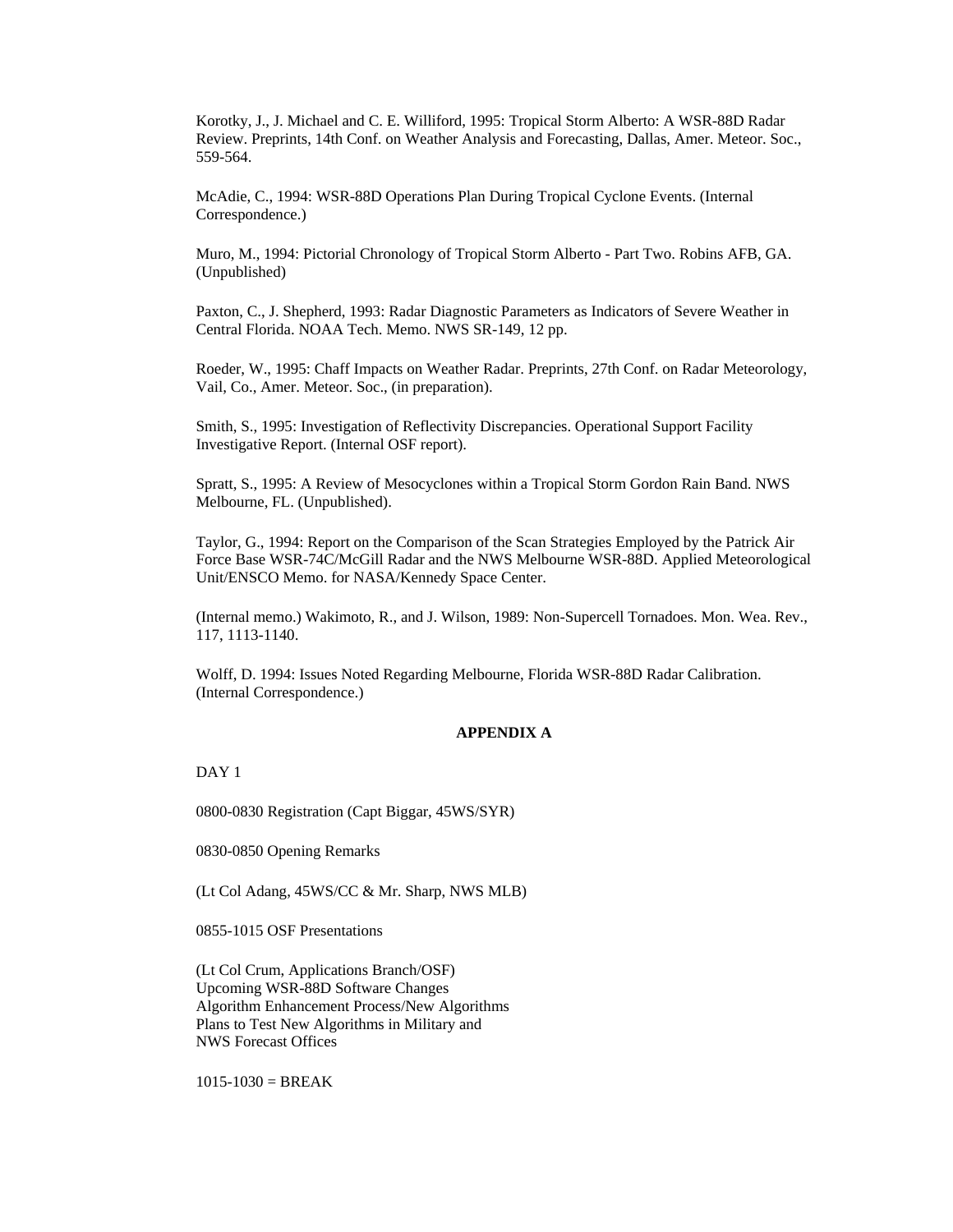Korotky, J., J. Michael and C. E. Williford, 1995: Tropical Storm Alberto: A WSR-88D Radar Review. Preprints, 14th Conf. on Weather Analysis and Forecasting, Dallas, Amer. Meteor. Soc., 559-564.

McAdie, C., 1994: WSR-88D Operations Plan During Tropical Cyclone Events. (Internal Correspondence.)

Muro, M., 1994: Pictorial Chronology of Tropical Storm Alberto - Part Two. Robins AFB, GA. (Unpublished)

Paxton, C., J. Shepherd, 1993: Radar Diagnostic Parameters as Indicators of Severe Weather in Central Florida. NOAA Tech. Memo. NWS SR-149, 12 pp.

Roeder, W., 1995: Chaff Impacts on Weather Radar. Preprints, 27th Conf. on Radar Meteorology, Vail, Co., Amer. Meteor. Soc., (in preparation).

Smith, S., 1995: Investigation of Reflectivity Discrepancies. Operational Support Facility Investigative Report. (Internal OSF report).

Spratt, S., 1995: A Review of Mesocyclones within a Tropical Storm Gordon Rain Band. NWS Melbourne, FL. (Unpublished).

Taylor, G., 1994: Report on the Comparison of the Scan Strategies Employed by the Patrick Air Force Base WSR-74C/McGill Radar and the NWS Melbourne WSR-88D. Applied Meteorological Unit/ENSCO Memo. for NASA/Kennedy Space Center.

(Internal memo.) Wakimoto, R., and J. Wilson, 1989: Non-Supercell Tornadoes. Mon. Wea. Rev., 117, 1113-1140.

Wolff, D. 1994: Issues Noted Regarding Melbourne, Florida WSR-88D Radar Calibration. (Internal Correspondence.)

## APPENDIX A

DAY 1

0800-0830 Registration (Capt Biggar, 45WS/SYR)

0830-0850 Opening Remarks

(Lt Col Adang, 45WS/CC & Mr. Sharp, NWS MLB)

0855-1015 OSF Presentations

(Lt Col Crum, Applications Branch/OSF)
Upcoming WSR-88D Software Changes
Algorithm Enhancement Process/New Algorithms
Plans to Test New Algorithms in Military and
NWS Forecast Offices

1015-1030 = BREAK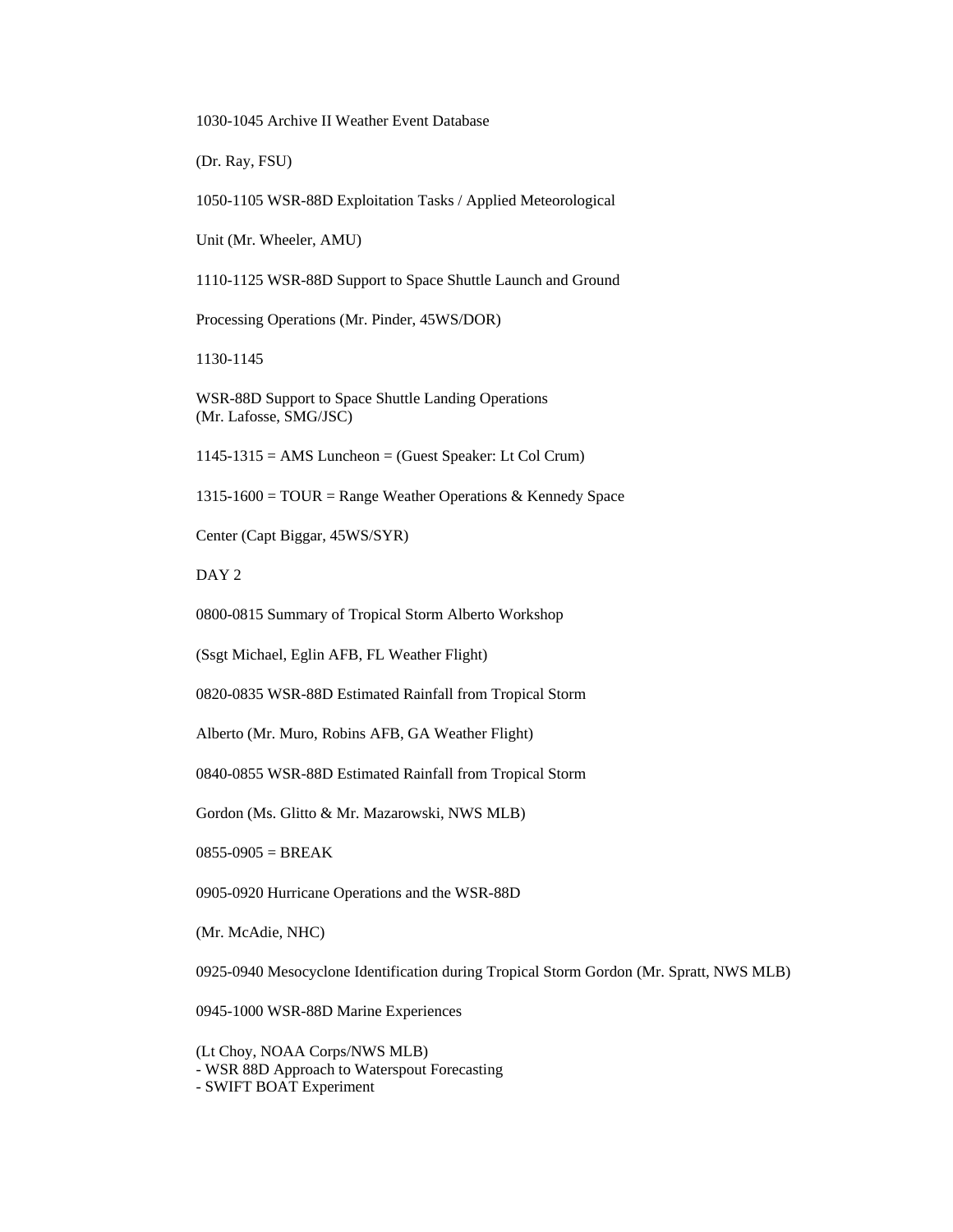1030-1045 Archive II Weather Event Database

(Dr. Ray, FSU)

1050-1105 WSR-88D Exploitation Tasks / Applied Meteorological

Unit (Mr. Wheeler, AMU)

1110-1125 WSR-88D Support to Space Shuttle Launch and Ground

Processing Operations (Mr. Pinder, 45WS/DOR)

1130-1145

WSR-88D Support to Space Shuttle Landing Operations
(Mr. Lafosse, SMG/JSC)

1145-1315 = AMS Luncheon = (Guest Speaker: Lt Col Crum)

1315-1600 = TOUR = Range Weather Operations & Kennedy Space

Center (Capt Biggar, 45WS/SYR)

DAY 2

0800-0815 Summary of Tropical Storm Alberto Workshop

(Ssgt Michael, Eglin AFB, FL Weather Flight)

0820-0835 WSR-88D Estimated Rainfall from Tropical Storm

Alberto (Mr. Muro, Robins AFB, GA Weather Flight)

0840-0855 WSR-88D Estimated Rainfall from Tropical Storm

Gordon (Ms. Glitto & Mr. Mazarowski, NWS MLB)

0855-0905 = BREAK

0905-0920 Hurricane Operations and the WSR-88D

(Mr. McAdie, NHC)

0925-0940 Mesocyclone Identification during Tropical Storm Gordon (Mr. Spratt, NWS MLB)

0945-1000 WSR-88D Marine Experiences

(Lt Choy, NOAA Corps/NWS MLB)
- WSR 88D Approach to Waterspout Forecasting
- SWIFT BOAT Experiment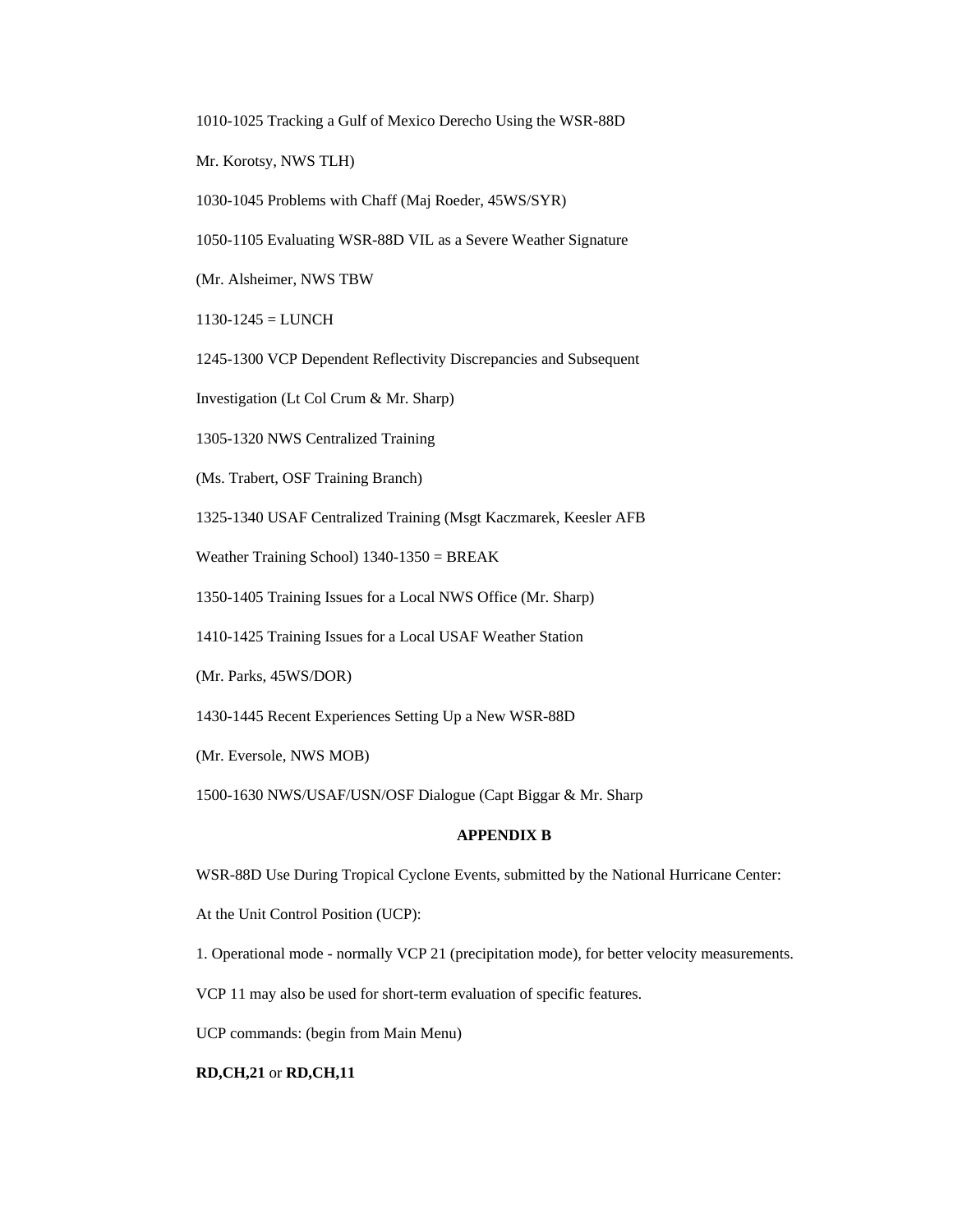1010-1025 Tracking a Gulf of Mexico Derecho Using the WSR-88D

Mr. Korotsy, NWS TLH)

1030-1045 Problems with Chaff (Maj Roeder, 45WS/SYR)

1050-1105 Evaluating WSR-88D VIL as a Severe Weather Signature

(Mr. Alsheimer, NWS TBW

1130-1245 = LUNCH

1245-1300 VCP Dependent Reflectivity Discrepancies and Subsequent

Investigation (Lt Col Crum & Mr. Sharp)

1305-1320 NWS Centralized Training

(Ms. Trabert, OSF Training Branch)

1325-1340 USAF Centralized Training (Msgt Kaczmarek, Keesler AFB

Weather Training School) 1340-1350 = BREAK

1350-1405 Training Issues for a Local NWS Office (Mr. Sharp)

1410-1425 Training Issues for a Local USAF Weather Station

(Mr. Parks, 45WS/DOR)

1430-1445 Recent Experiences Setting Up a New WSR-88D

(Mr. Eversole, NWS MOB)

1500-1630 NWS/USAF/USN/OSF Dialogue (Capt Biggar & Mr. Sharp

## APPENDIX B

WSR-88D Use During Tropical Cyclone Events, submitted by the National Hurricane Center:

At the Unit Control Position (UCP):

1. Operational mode - normally VCP 21 (precipitation mode), for better velocity measurements.

VCP 11 may also be used for short-term evaluation of specific features.

UCP commands: (begin from Main Menu)

**RD,CH,21** or **RD,CH,11**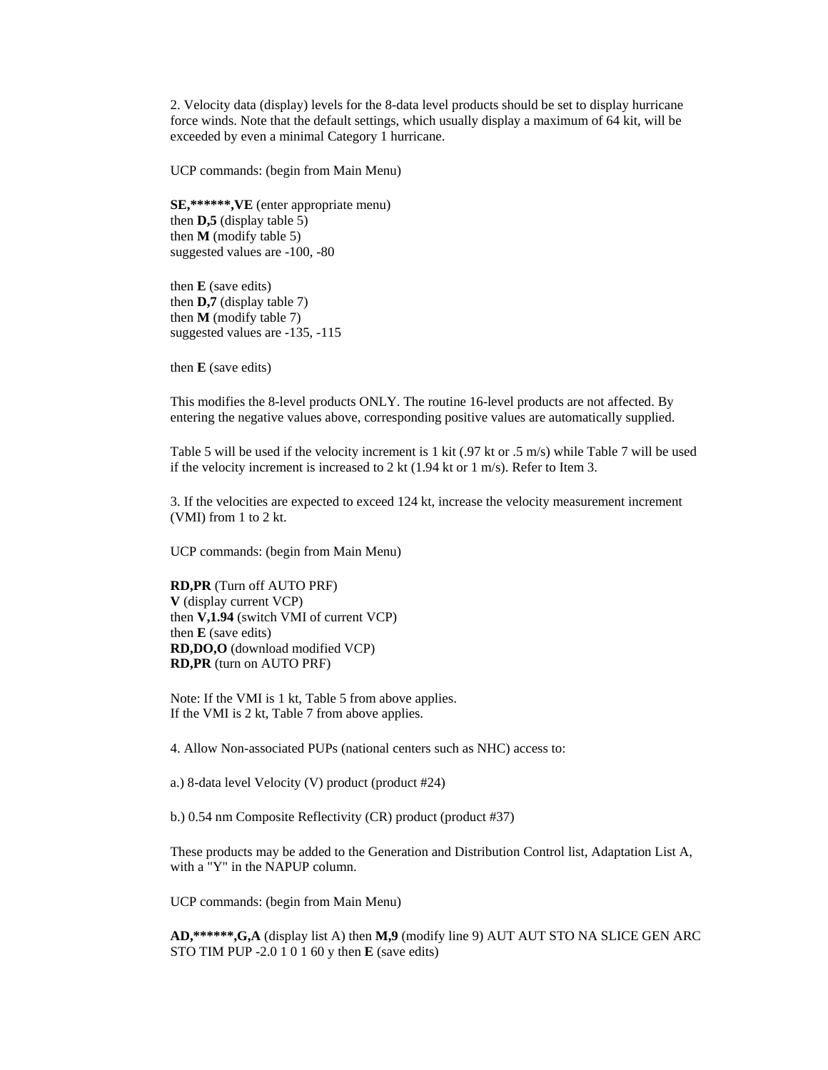2. Velocity data (display) levels for the 8-data level products should be set to display hurricane force winds. Note that the default settings, which usually display a maximum of 64 kit, will be exceeded by even a minimal Category 1 hurricane.

UCP commands: (begin from Main Menu)

**SE,******,VE** (enter appropriate menu)
then **D,5** (display table 5)
then **M** (modify table 5)
suggested values are -100, -80

then **E** (save edits)
then **D,7** (display table 7)
then **M** (modify table 7)
suggested values are -135, -115

then **E** (save edits)

This modifies the 8-level products ONLY. The routine 16-level products are not affected. By entering the negative values above, corresponding positive values are automatically supplied.

Table 5 will be used if the velocity increment is 1 kit (.97 kt or .5 m/s) while Table 7 will be used if the velocity increment is increased to 2 kt (1.94 kt or 1 m/s). Refer to Item 3.

3. If the velocities are expected to exceed 124 kt, increase the velocity measurement increment (VMI) from 1 to 2 kt.

UCP commands: (begin from Main Menu)

**RD,PR** (Turn off AUTO PRF)
**V** (display current VCP)
then **V,1.94** (switch VMI of current VCP)
then **E** (save edits)
**RD,DO,O** (download modified VCP)
**RD,PR** (turn on AUTO PRF)

Note: If the VMI is 1 kt, Table 5 from above applies.
If the VMI is 2 kt, Table 7 from above applies.

4. Allow Non-associated PUPs (national centers such as NHC) access to:

a.) 8-data level Velocity (V) product (product #24)

b.) 0.54 nm Composite Reflectivity (CR) product (product #37)

These products may be added to the Generation and Distribution Control list, Adaptation List A, with a "Y" in the NAPUP column.

UCP commands: (begin from Main Menu)

**AD,******,G,A** (display list A) then **M,9** (modify line 9) AUT AUT STO NA SLICE GEN ARC STO TIM PUP -2.0 1 0 1 60 y then **E** (save edits)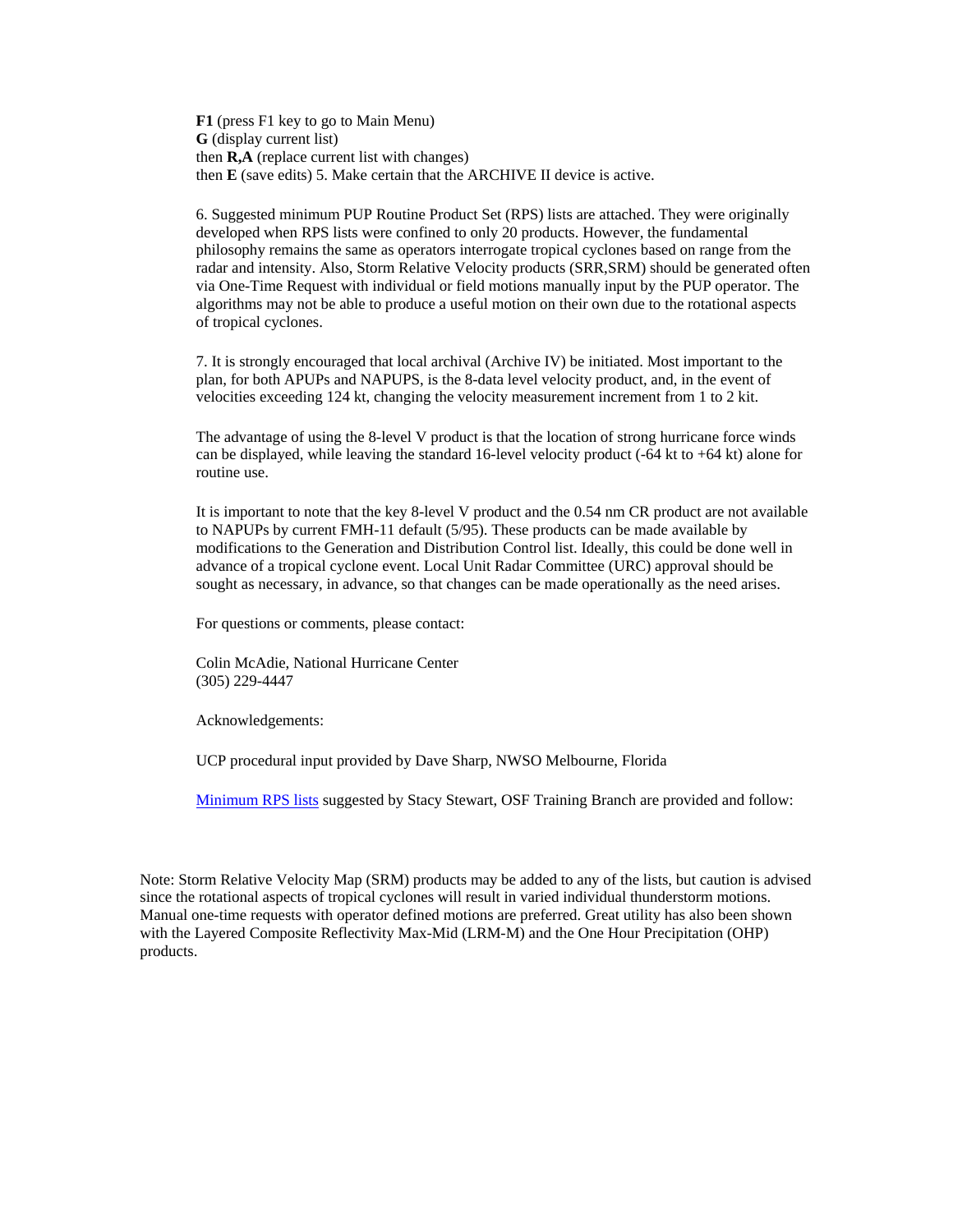**F1** (press F1 key to go to Main Menu)
**G** (display current list)
then **R,A** (replace current list with changes)
then **E** (save edits) 5. Make certain that the ARCHIVE II device is active.

6. Suggested minimum PUP Routine Product Set (RPS) lists are attached. They were originally developed when RPS lists were confined to only 20 products. However, the fundamental philosophy remains the same as operators interrogate tropical cyclones based on range from the radar and intensity. Also, Storm Relative Velocity products (SRR,SRM) should be generated often via One-Time Request with individual or field motions manually input by the PUP operator. The algorithms may not be able to produce a useful motion on their own due to the rotational aspects of tropical cyclones.

7. It is strongly encouraged that local archival (Archive IV) be initiated. Most important to the plan, for both APUPs and NAPUPS, is the 8-data level velocity product, and, in the event of velocities exceeding 124 kt, changing the velocity measurement increment from 1 to 2 kit.

The advantage of using the 8-level V product is that the location of strong hurricane force winds can be displayed, while leaving the standard 16-level velocity product (-64 kt to +64 kt) alone for routine use.

It is important to note that the key 8-level V product and the 0.54 nm CR product are not available to NAPUPs by current FMH-11 default (5/95). These products can be made available by modifications to the Generation and Distribution Control list. Ideally, this could be done well in advance of a tropical cyclone event. Local Unit Radar Committee (URC) approval should be sought as necessary, in advance, so that changes can be made operationally as the need arises.

For questions or comments, please contact:

Colin McAdie, National Hurricane Center
(305) 229-4447

Acknowledgements:

UCP procedural input provided by Dave Sharp, NWSO Melbourne, Florida

Minimum RPS lists suggested by Stacy Stewart, OSF Training Branch are provided and follow:

Note: Storm Relative Velocity Map (SRM) products may be added to any of the lists, but caution is advised since the rotational aspects of tropical cyclones will result in varied individual thunderstorm motions. Manual one-time requests with operator defined motions are preferred. Great utility has also been shown with the Layered Composite Reflectivity Max-Mid (LRM-M) and the One Hour Precipitation (OHP) products.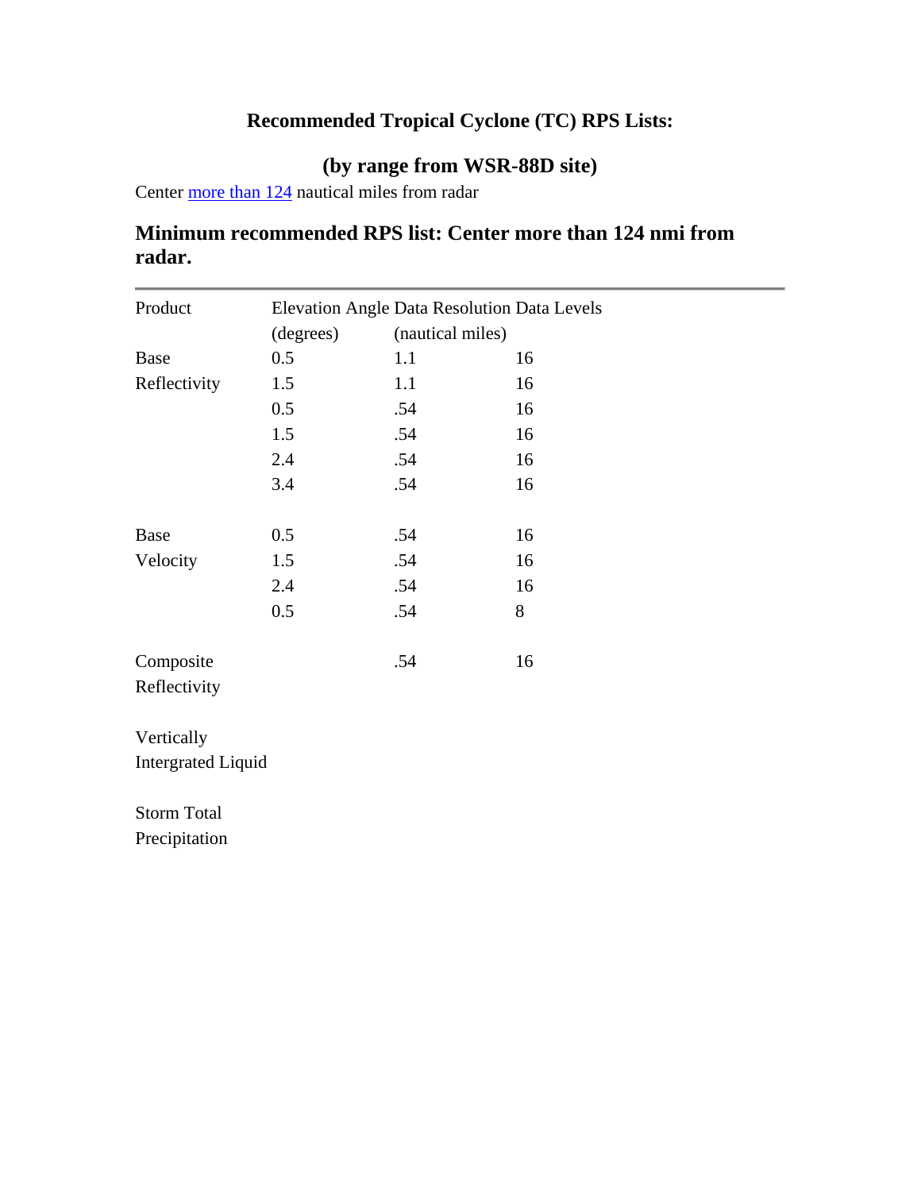## Recommended Tropical Cyclone (TC) RPS Lists:

## (by range from WSR-88D site)

Center more than 124 nautical miles from radar

### Minimum recommended RPS list: Center more than 124 nmi from radar.

---

| Product | Elevation Angle (degrees) | Data Resolution (nautical miles) | Data Levels |
|---|---|---|---|
| Base Reflectivity | 0.5 | 1.1 | 16 |
| | 1.5 | 1.1 | 16 |
| | 0.5 | .54 | 16 |
| | 1.5 | .54 | 16 |
| | 2.4 | .54 | 16 |
| | 3.4 | .54 | 16 |
| Base Velocity | 0.5 | .54 | 16 |
| | 1.5 | .54 | 16 |
| | 2.4 | .54 | 16 |
| | 0.5 | .54 | 8 |
| Composite Reflectivity | | .54 | 16 |
| Vertically Intergrated Liquid | | | |
| Storm Total Precipitation | | | |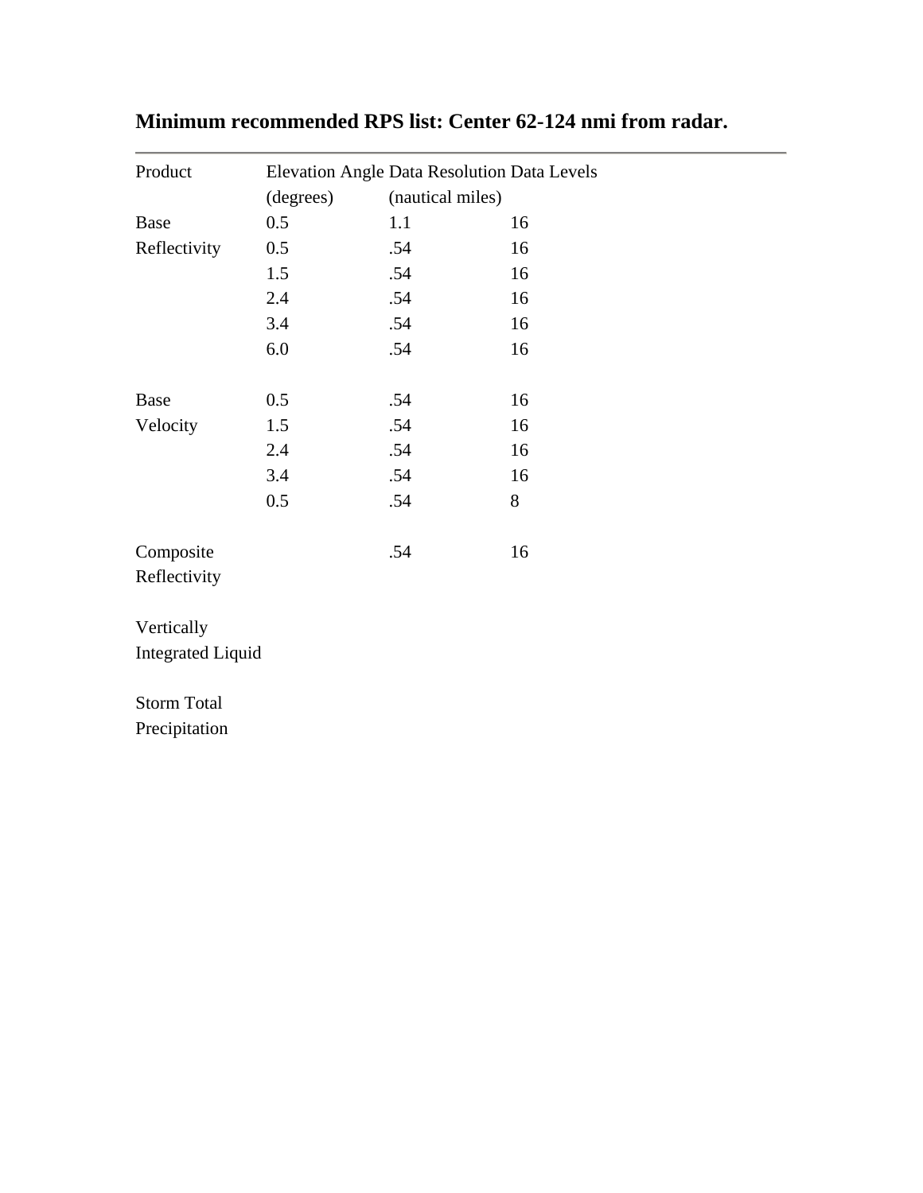**Minimum recommended RPS list: Center 62-124 nmi from radar.**

| Product | Elevation Angle (degrees) | Data Resolution (nautical miles) | Data Levels |
|---|---|---|---|
| Base Reflectivity | 0.5 | 1.1 | 16 |
| | 0.5 | .54 | 16 |
| | 1.5 | .54 | 16 |
| | 2.4 | .54 | 16 |
| | 3.4 | .54 | 16 |
| | 6.0 | .54 | 16 |
| Base Velocity | 0.5 | .54 | 16 |
| | 1.5 | .54 | 16 |
| | 2.4 | .54 | 16 |
| | 3.4 | .54 | 16 |
| | 0.5 | .54 | 8 |
| Composite Reflectivity | | .54 | 16 |
| Vertically Integrated Liquid | | | |
| Storm Total Precipitation | | | |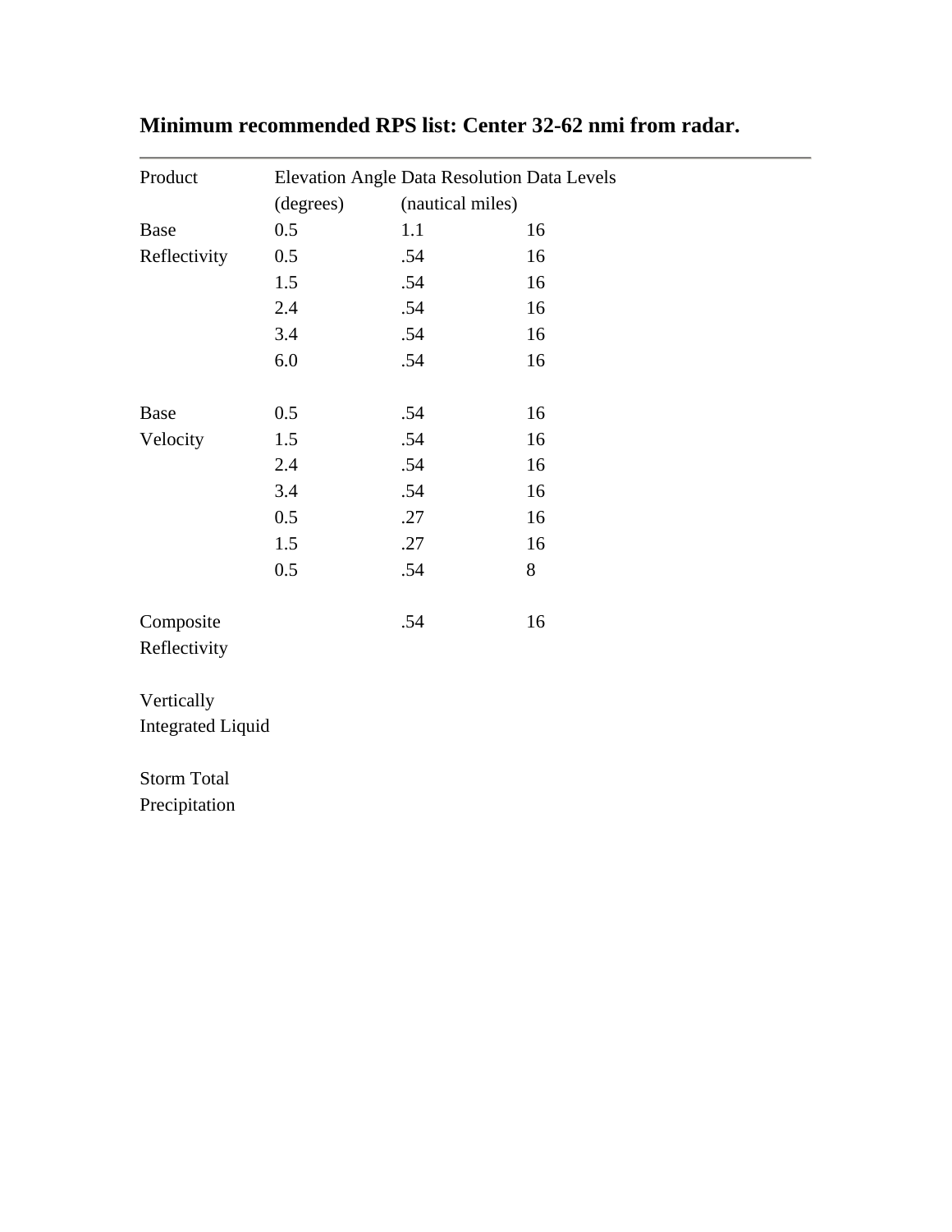**Minimum recommended RPS list: Center 32-62 nmi from radar.**

| Product | Elevation Angle (degrees) | Data Resolution (nautical miles) | Data Levels |
|---|---|---|---|
| Base Reflectivity | 0.5 | 1.1 | 16 |
| | 0.5 | .54 | 16 |
| | 1.5 | .54 | 16 |
| | 2.4 | .54 | 16 |
| | 3.4 | .54 | 16 |
| | 6.0 | .54 | 16 |
| Base Velocity | 0.5 | .54 | 16 |
| | 1.5 | .54 | 16 |
| | 2.4 | .54 | 16 |
| | 3.4 | .54 | 16 |
| | 0.5 | .27 | 16 |
| | 1.5 | .27 | 16 |
| | 0.5 | .54 | 8 |
| Composite Reflectivity | | .54 | 16 |
| Vertically Integrated Liquid | | | |
| Storm Total Precipitation | | | |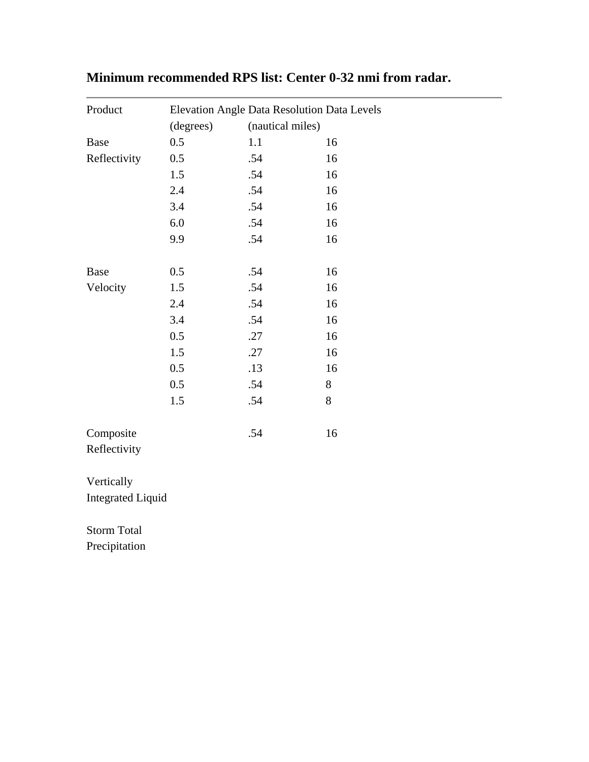# Minimum recommended RPS list: Center 0-32 nmi from radar.

| Product | Elevation Angle (degrees) | Data Resolution (nautical miles) | Data Levels |
|---|---|---|---|
| Base Reflectivity | 0.5 | 1.1 | 16 |
| | 0.5 | .54 | 16 |
| | 1.5 | .54 | 16 |
| | 2.4 | .54 | 16 |
| | 3.4 | .54 | 16 |
| | 6.0 | .54 | 16 |
| | 9.9 | .54 | 16 |
| Base Velocity | 0.5 | .54 | 16 |
| | 1.5 | .54 | 16 |
| | 2.4 | .54 | 16 |
| | 3.4 | .54 | 16 |
| | 0.5 | .27 | 16 |
| | 1.5 | .27 | 16 |
| | 0.5 | .13 | 16 |
| | 0.5 | .54 | 8 |
| | 1.5 | .54 | 8 |
| Composite Reflectivity | | .54 | 16 |
| Vertically Integrated Liquid | | | |
| Storm Total Precipitation | | | |